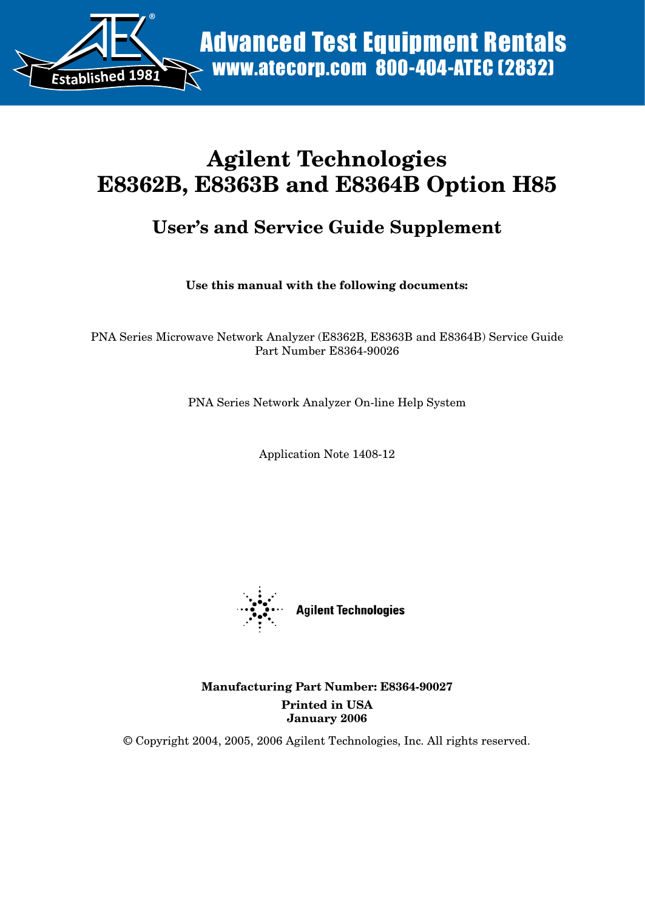Advanced Test Equipment Rentals
www.atecorp.com 800-404-ATEC (2832)

Established 1981

# Agilent Technologies
# E8362B, E8363B and E8364B Option H85

## User's and Service Guide Supplement

**Use this manual with the following documents:**

PNA Series Microwave Network Analyzer (E8362B, E8363B and E8364B) Service Guide
Part Number E8364-90026

PNA Series Network Analyzer On-line Help System

Application Note 1408-12

Agilent Technologies

**Manufacturing Part Number: E8364-90027**

**Printed in USA**
**January 2006**

© Copyright 2004, 2005, 2006 Agilent Technologies, Inc. All rights reserved.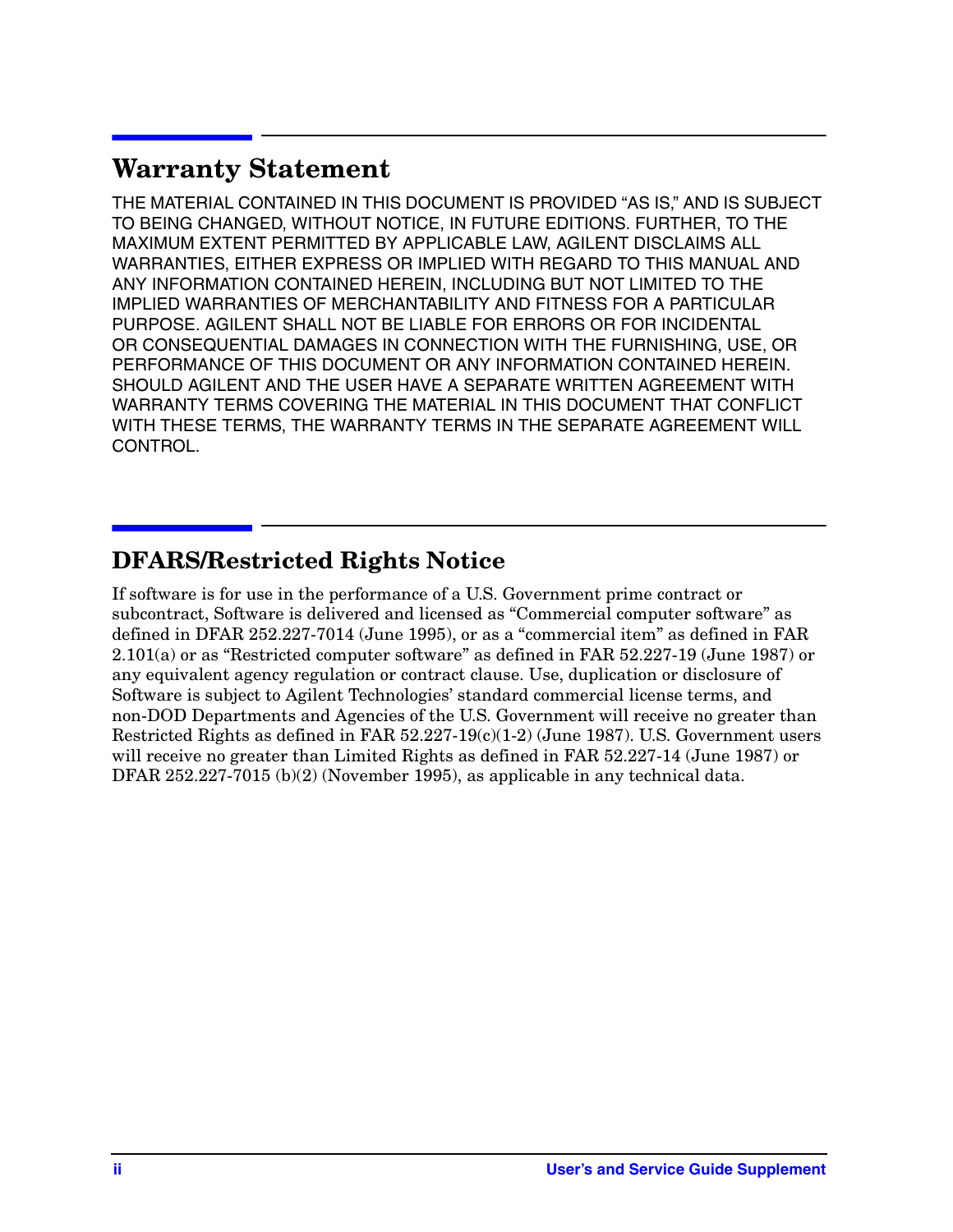## Warranty Statement

THE MATERIAL CONTAINED IN THIS DOCUMENT IS PROVIDED "AS IS," AND IS SUBJECT TO BEING CHANGED, WITHOUT NOTICE, IN FUTURE EDITIONS. FURTHER, TO THE MAXIMUM EXTENT PERMITTED BY APPLICABLE LAW, AGILENT DISCLAIMS ALL WARRANTIES, EITHER EXPRESS OR IMPLIED WITH REGARD TO THIS MANUAL AND ANY INFORMATION CONTAINED HEREIN, INCLUDING BUT NOT LIMITED TO THE IMPLIED WARRANTIES OF MERCHANTABILITY AND FITNESS FOR A PARTICULAR PURPOSE. AGILENT SHALL NOT BE LIABLE FOR ERRORS OR FOR INCIDENTAL OR CONSEQUENTIAL DAMAGES IN CONNECTION WITH THE FURNISHING, USE, OR PERFORMANCE OF THIS DOCUMENT OR ANY INFORMATION CONTAINED HEREIN. SHOULD AGILENT AND THE USER HAVE A SEPARATE WRITTEN AGREEMENT WITH WARRANTY TERMS COVERING THE MATERIAL IN THIS DOCUMENT THAT CONFLICT WITH THESE TERMS, THE WARRANTY TERMS IN THE SEPARATE AGREEMENT WILL CONTROL.

## DFARS/Restricted Rights Notice

If software is for use in the performance of a U.S. Government prime contract or subcontract, Software is delivered and licensed as "Commercial computer software" as defined in DFAR 252.227-7014 (June 1995), or as a "commercial item" as defined in FAR 2.101(a) or as "Restricted computer software" as defined in FAR 52.227-19 (June 1987) or any equivalent agency regulation or contract clause. Use, duplication or disclosure of Software is subject to Agilent Technologies' standard commercial license terms, and non-DOD Departments and Agencies of the U.S. Government will receive no greater than Restricted Rights as defined in FAR 52.227-19(c)(1-2) (June 1987). U.S. Government users will receive no greater than Limited Rights as defined in FAR 52.227-14 (June 1987) or DFAR 252.227-7015 (b)(2) (November 1995), as applicable in any technical data.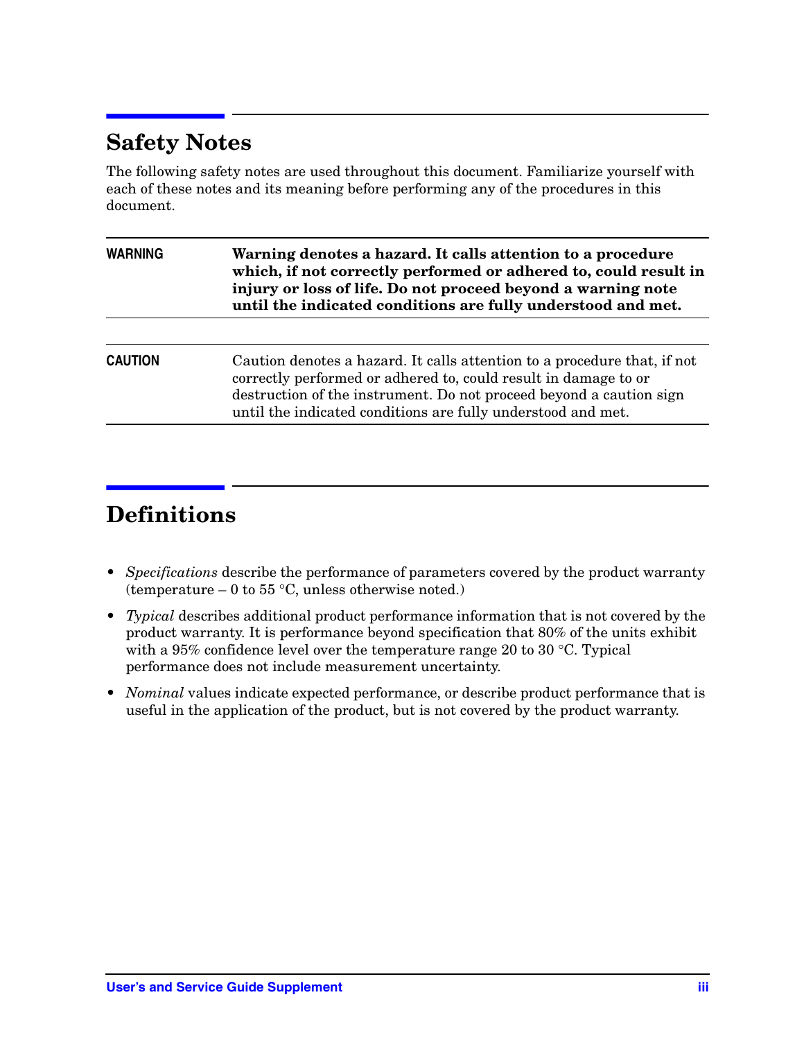## Safety Notes

The following safety notes are used throughout this document. Familiarize yourself with each of these notes and its meaning before performing any of the procedures in this document.

| | |
|---|---|
| WARNING | **Warning denotes a hazard. It calls attention to a procedure which, if not correctly performed or adhered to, could result in injury or loss of life. Do not proceed beyond a warning note until the indicated conditions are fully understood and met.** |

| | |
|---|---|
| CAUTION | Caution denotes a hazard. It calls attention to a procedure that, if not correctly performed or adhered to, could result in damage to or destruction of the instrument. Do not proceed beyond a caution sign until the indicated conditions are fully understood and met. |

## Definitions

- *Specifications* describe the performance of parameters covered by the product warranty (temperature – 0 to 55 °C, unless otherwise noted.)
- *Typical* describes additional product performance information that is not covered by the product warranty. It is performance beyond specification that 80% of the units exhibit with a 95% confidence level over the temperature range 20 to 30 °C. Typical performance does not include measurement uncertainty.
- *Nominal* values indicate expected performance, or describe product performance that is useful in the application of the product, but is not covered by the product warranty.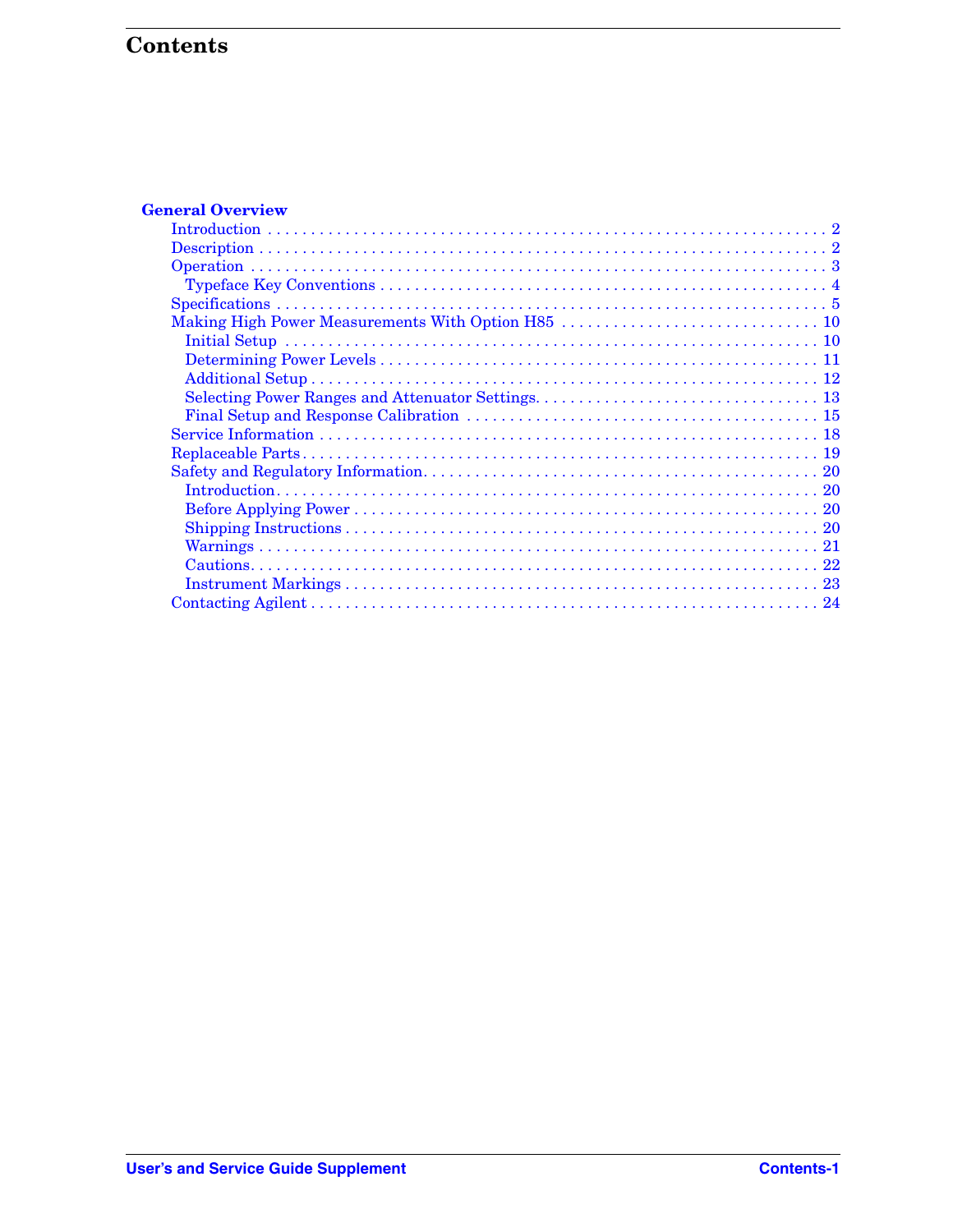# Contents

**General Overview**

- Introduction . . . . . . . . . . . . . . . . . . . . . . . . . . . . . . . . . . . . . . . . . . . . . . . . . . . . . . . . . . . . . . . . 2
- Description . . . . . . . . . . . . . . . . . . . . . . . . . . . . . . . . . . . . . . . . . . . . . . . . . . . . . . . . . . . . . . . . . 2
- Operation . . . . . . . . . . . . . . . . . . . . . . . . . . . . . . . . . . . . . . . . . . . . . . . . . . . . . . . . . . . . . . . . . . 3
  - Typeface Key Conventions . . . . . . . . . . . . . . . . . . . . . . . . . . . . . . . . . . . . . . . . . . . . . . . . . . . 4
- Specifications . . . . . . . . . . . . . . . . . . . . . . . . . . . . . . . . . . . . . . . . . . . . . . . . . . . . . . . . . . . . . . 5
- Making High Power Measurements With Option H85 . . . . . . . . . . . . . . . . . . . . . . . . . . . . . . . 10
  - Initial Setup . . . . . . . . . . . . . . . . . . . . . . . . . . . . . . . . . . . . . . . . . . . . . . . . . . . . . . . . . . . . . 10
  - Determining Power Levels . . . . . . . . . . . . . . . . . . . . . . . . . . . . . . . . . . . . . . . . . . . . . . . . . . . 11
  - Additional Setup . . . . . . . . . . . . . . . . . . . . . . . . . . . . . . . . . . . . . . . . . . . . . . . . . . . . . . . . . . 12
  - Selecting Power Ranges and Attenuator Settings. . . . . . . . . . . . . . . . . . . . . . . . . . . . . . . . . . 13
  - Final Setup and Response Calibration . . . . . . . . . . . . . . . . . . . . . . . . . . . . . . . . . . . . . . . . . . 15
- Service Information . . . . . . . . . . . . . . . . . . . . . . . . . . . . . . . . . . . . . . . . . . . . . . . . . . . . . . . . . 18
- Replaceable Parts . . . . . . . . . . . . . . . . . . . . . . . . . . . . . . . . . . . . . . . . . . . . . . . . . . . . . . . . . . . 19
- Safety and Regulatory Information. . . . . . . . . . . . . . . . . . . . . . . . . . . . . . . . . . . . . . . . . . . . . . 20
  - Introduction. . . . . . . . . . . . . . . . . . . . . . . . . . . . . . . . . . . . . . . . . . . . . . . . . . . . . . . . . . . . . . 20
  - Before Applying Power . . . . . . . . . . . . . . . . . . . . . . . . . . . . . . . . . . . . . . . . . . . . . . . . . . . . . 20
  - Shipping Instructions . . . . . . . . . . . . . . . . . . . . . . . . . . . . . . . . . . . . . . . . . . . . . . . . . . . . . . 20
  - Warnings . . . . . . . . . . . . . . . . . . . . . . . . . . . . . . . . . . . . . . . . . . . . . . . . . . . . . . . . . . . . . . . . 21
  - Cautions. . . . . . . . . . . . . . . . . . . . . . . . . . . . . . . . . . . . . . . . . . . . . . . . . . . . . . . . . . . . . . . . . 22
  - Instrument Markings . . . . . . . . . . . . . . . . . . . . . . . . . . . . . . . . . . . . . . . . . . . . . . . . . . . . . . . 23
- Contacting Agilent . . . . . . . . . . . . . . . . . . . . . . . . . . . . . . . . . . . . . . . . . . . . . . . . . . . . . . . . . . 24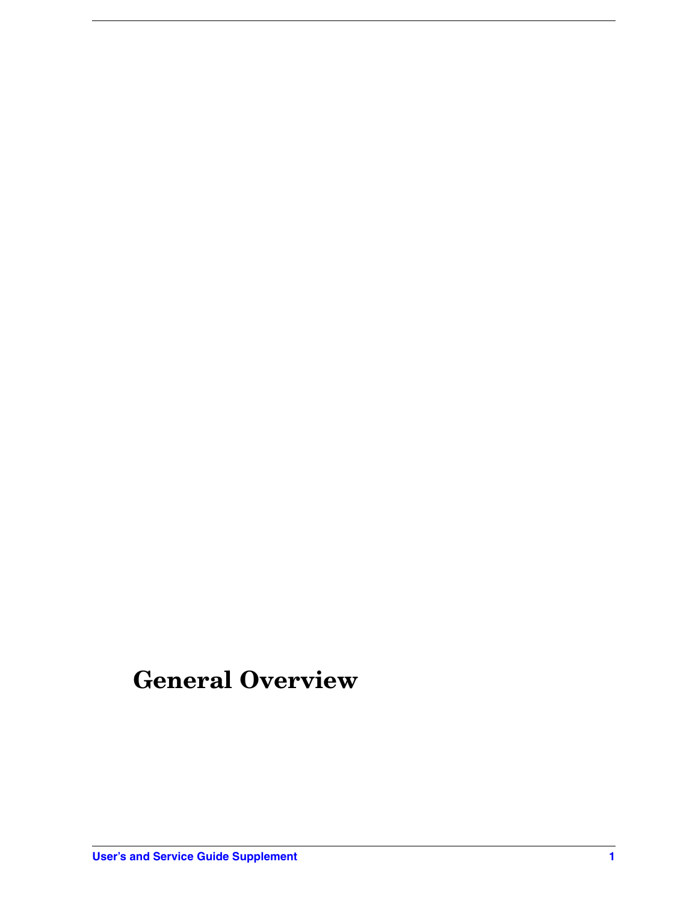# General Overview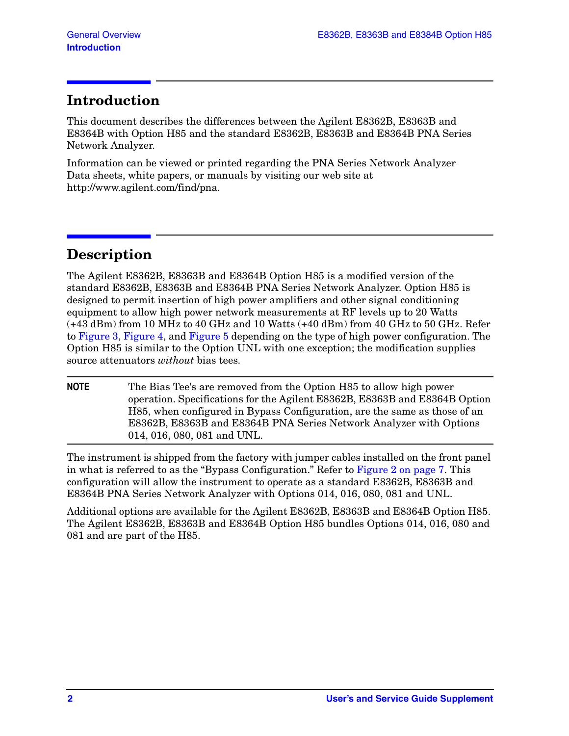## Introduction

This document describes the differences between the Agilent E8362B, E8363B and E8364B with Option H85 and the standard E8362B, E8363B and E8364B PNA Series Network Analyzer.

Information can be viewed or printed regarding the PNA Series Network Analyzer Data sheets, white papers, or manuals by visiting our web site at http://www.agilent.com/find/pna.

## Description

The Agilent E8362B, E8363B and E8364B Option H85 is a modified version of the standard E8362B, E8363B and E8364B PNA Series Network Analyzer. Option H85 is designed to permit insertion of high power amplifiers and other signal conditioning equipment to allow high power network measurements at RF levels up to 20 Watts (+43 dBm) from 10 MHz to 40 GHz and 10 Watts (+40 dBm) from 40 GHz to 50 GHz. Refer to Figure 3, Figure 4, and Figure 5 depending on the type of high power configuration. The Option H85 is similar to the Option UNL with one exception; the modification supplies source attenuators *without* bias tees.

**NOTE** The Bias Tee's are removed from the Option H85 to allow high power operation. Specifications for the Agilent E8362B, E8363B and E8364B Option H85, when configured in Bypass Configuration, are the same as those of an E8362B, E8363B and E8364B PNA Series Network Analyzer with Options 014, 016, 080, 081 and UNL.

The instrument is shipped from the factory with jumper cables installed on the front panel in what is referred to as the "Bypass Configuration." Refer to Figure 2 on page 7. This configuration will allow the instrument to operate as a standard E8362B, E8363B and E8364B PNA Series Network Analyzer with Options 014, 016, 080, 081 and UNL.

Additional options are available for the Agilent E8362B, E8363B and E8364B Option H85. The Agilent E8362B, E8363B and E8364B Option H85 bundles Options 014, 016, 080 and 081 and are part of the H85.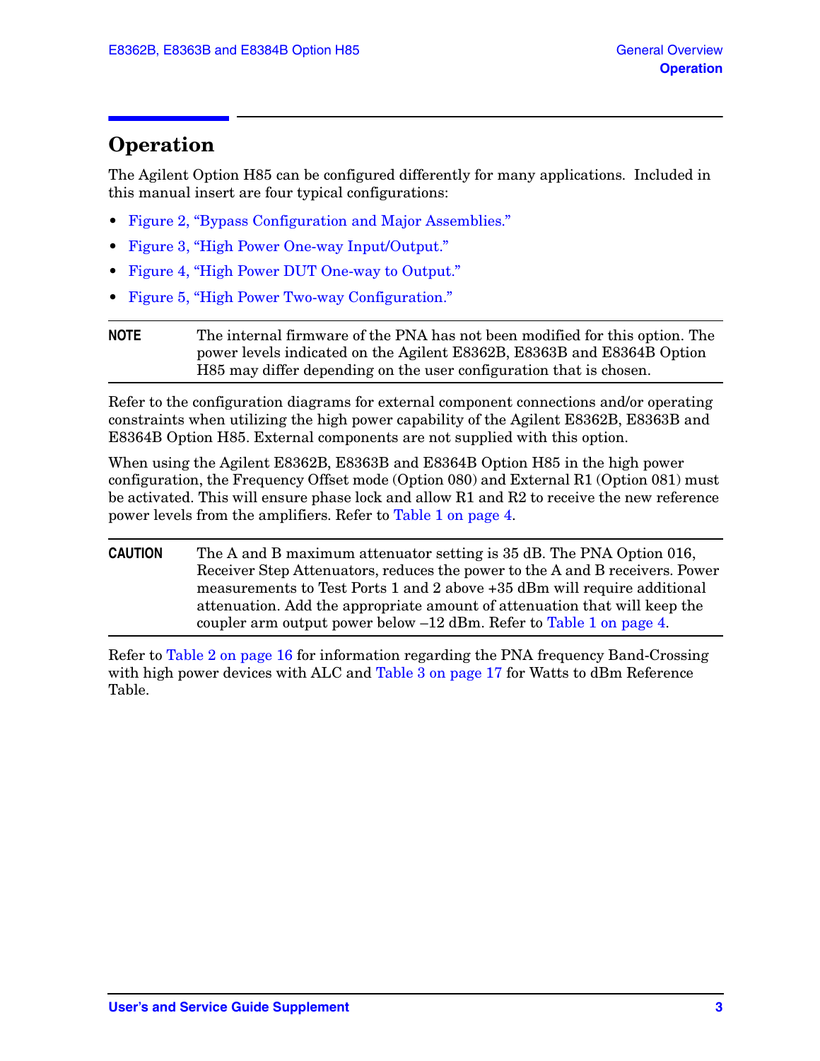# Operation

The Agilent Option H85 can be configured differently for many applications. Included in this manual insert are four typical configurations:

- Figure 2, "Bypass Configuration and Major Assemblies."
- Figure 3, "High Power One-way Input/Output."
- Figure 4, "High Power DUT One-way to Output."
- Figure 5, "High Power Two-way Configuration."

**NOTE** The internal firmware of the PNA has not been modified for this option. The power levels indicated on the Agilent E8362B, E8363B and E8364B Option H85 may differ depending on the user configuration that is chosen.

Refer to the configuration diagrams for external component connections and/or operating constraints when utilizing the high power capability of the Agilent E8362B, E8363B and E8364B Option H85. External components are not supplied with this option.

When using the Agilent E8362B, E8363B and E8364B Option H85 in the high power configuration, the Frequency Offset mode (Option 080) and External R1 (Option 081) must be activated. This will ensure phase lock and allow R1 and R2 to receive the new reference power levels from the amplifiers. Refer to Table 1 on page 4.

**CAUTION** The A and B maximum attenuator setting is 35 dB. The PNA Option 016, Receiver Step Attenuators, reduces the power to the A and B receivers. Power measurements to Test Ports 1 and 2 above +35 dBm will require additional attenuation. Add the appropriate amount of attenuation that will keep the coupler arm output power below –12 dBm. Refer to Table 1 on page 4.

Refer to Table 2 on page 16 for information regarding the PNA frequency Band-Crossing with high power devices with ALC and Table 3 on page 17 for Watts to dBm Reference Table.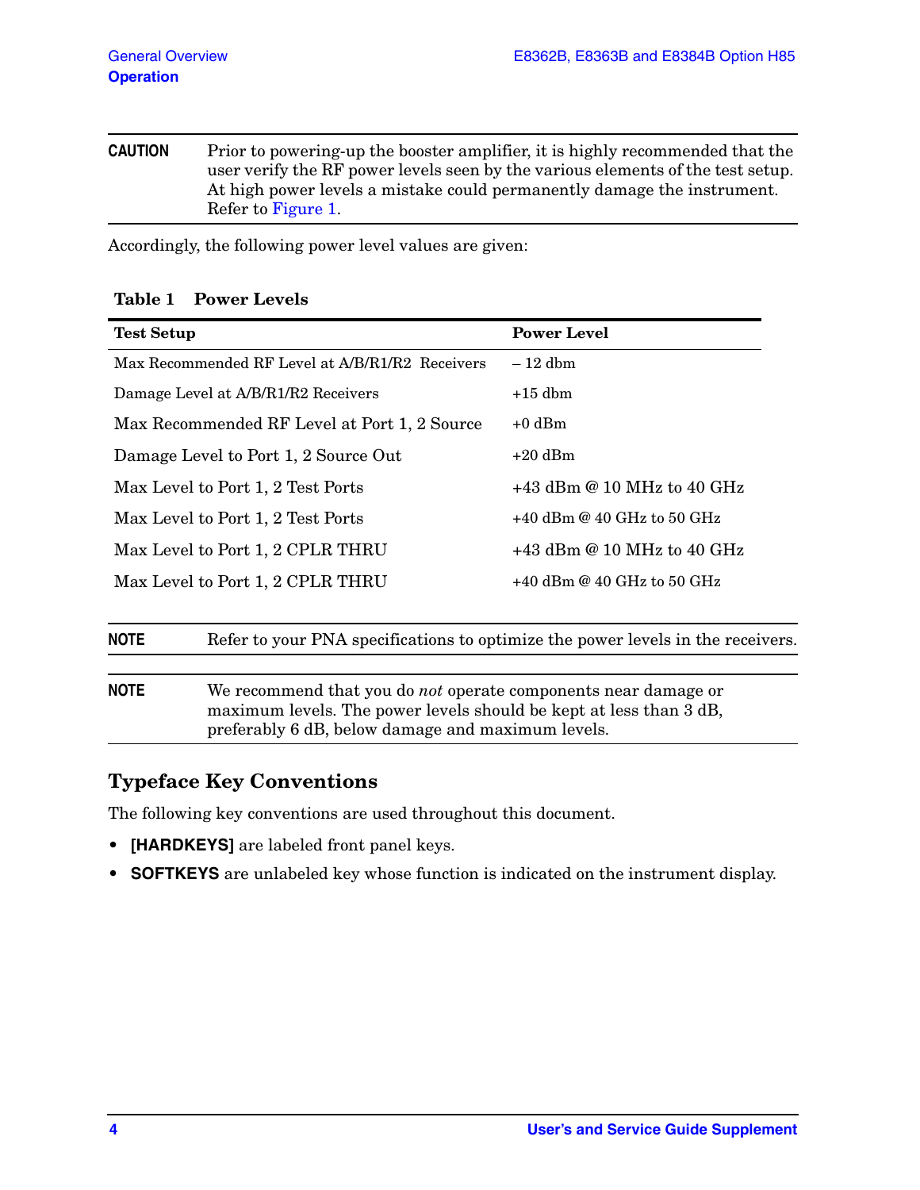**CAUTION** Prior to powering-up the booster amplifier, it is highly recommended that the user verify the RF power levels seen by the various elements of the test setup. At high power levels a mistake could permanently damage the instrument. Refer to Figure 1.

Accordingly, the following power level values are given:

**Table 1 Power Levels**

| Test Setup | Power Level |
|---|---|
| Max Recommended RF Level at A/B/R1/R2 Receivers | – 12 dbm |
| Damage Level at A/B/R1/R2 Receivers | +15 dbm |
| Max Recommended RF Level at Port 1, 2 Source | +0 dBm |
| Damage Level to Port 1, 2 Source Out | +20 dBm |
| Max Level to Port 1, 2 Test Ports | +43 dBm @ 10 MHz to 40 GHz |
| Max Level to Port 1, 2 Test Ports | +40 dBm @ 40 GHz to 50 GHz |
| Max Level to Port 1, 2 CPLR THRU | +43 dBm @ 10 MHz to 40 GHz |
| Max Level to Port 1, 2 CPLR THRU | +40 dBm @ 40 GHz to 50 GHz |

**NOTE** Refer to your PNA specifications to optimize the power levels in the receivers.

**NOTE** We recommend that you do *not* operate components near damage or maximum levels. The power levels should be kept at less than 3 dB, preferably 6 dB, below damage and maximum levels.

## Typeface Key Conventions

The following key conventions are used throughout this document.

- **[HARDKEYS]** are labeled front panel keys.
- **SOFTKEYS** are unlabeled key whose function is indicated on the instrument display.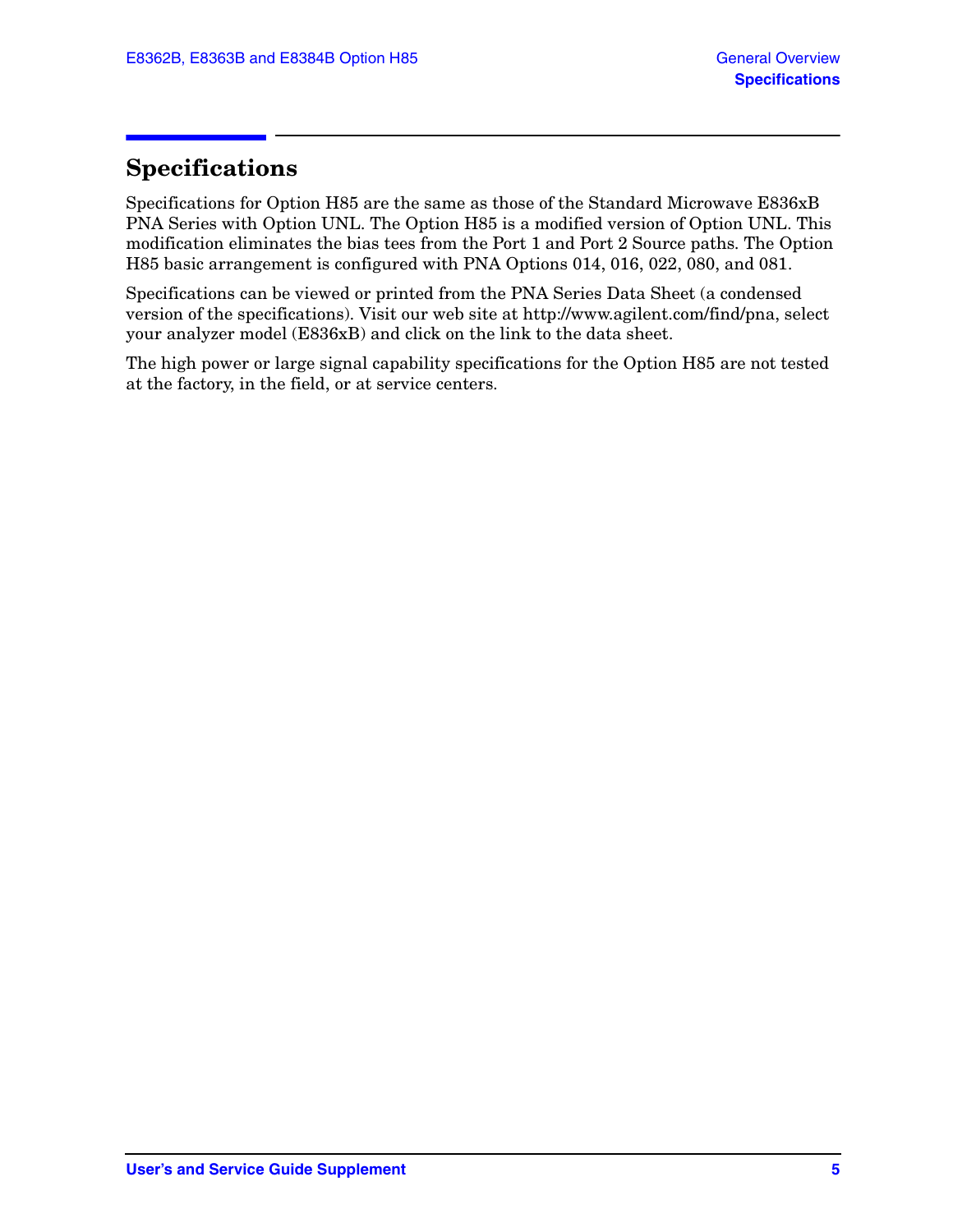# Specifications

Specifications for Option H85 are the same as those of the Standard Microwave E836xB PNA Series with Option UNL. The Option H85 is a modified version of Option UNL. This modification eliminates the bias tees from the Port 1 and Port 2 Source paths. The Option H85 basic arrangement is configured with PNA Options 014, 016, 022, 080, and 081.

Specifications can be viewed or printed from the PNA Series Data Sheet (a condensed version of the specifications). Visit our web site at http://www.agilent.com/find/pna, select your analyzer model (E836xB) and click on the link to the data sheet.

The high power or large signal capability specifications for the Option H85 are not tested at the factory, in the field, or at service centers.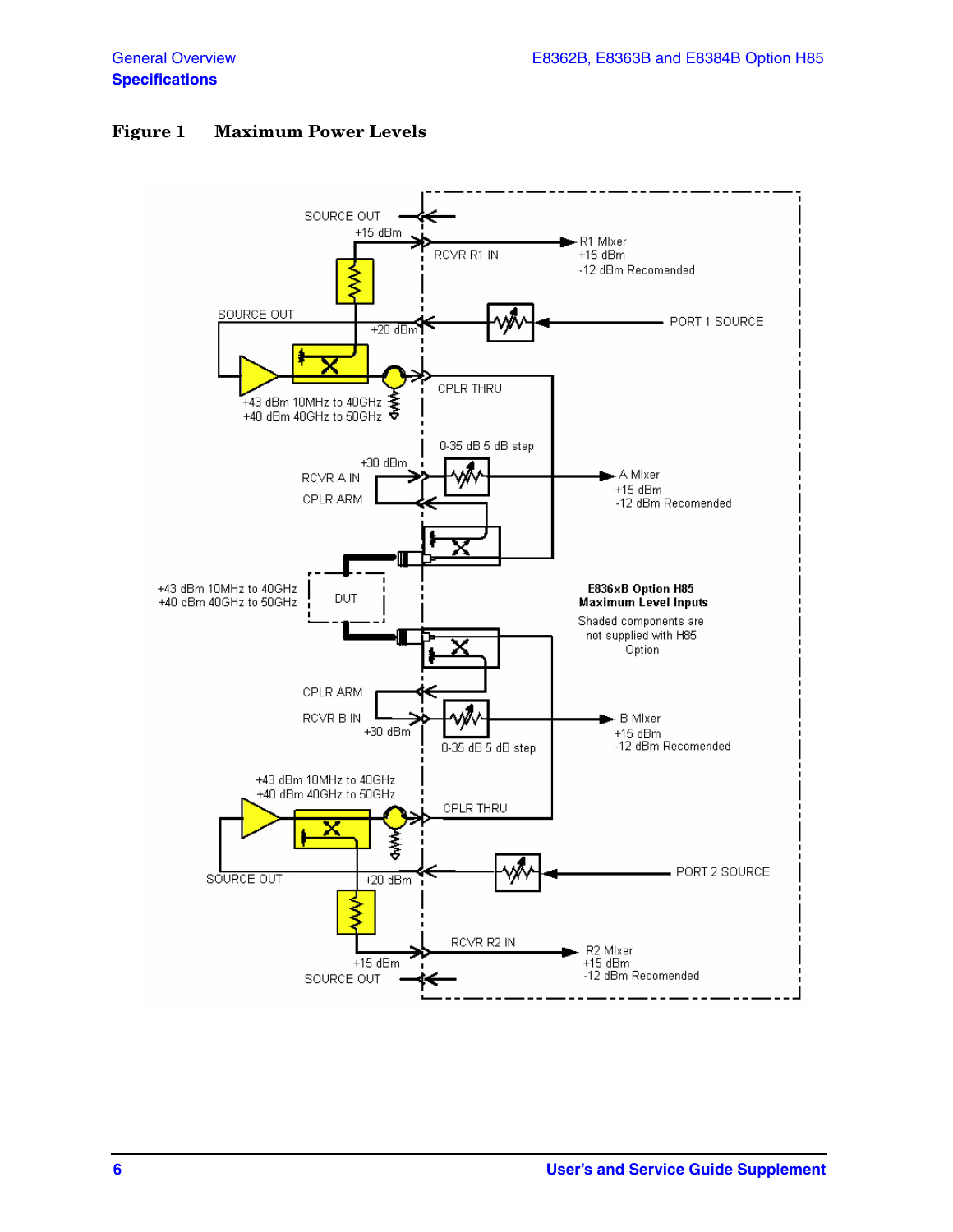**Figure 1 Maximum Power Levels**

SOURCE OUT

+15 dBm

RCVR R1 IN

R1 MIxer
+15 dBm
-12 dBm Recomended

SOURCE OUT

+20 dBm

PORT 1 SOURCE

+43 dBm 10MHz to 40GHz
+40 dBm 40GHz to 50GHz

CPLR THRU

0-35 dB 5 dB step

+30 dBm

RCVR A IN

CPLR ARM

A MIxer
+15 dBm
-12 dBm Recomended

+43 dBm 10MHz to 40GHz
+40 dBm 40GHz to 50GHz

DUT

**E836xB Option H85**
**Maximum Level Inputs**
Shaded components are not supplied with H85 Option

CPLR ARM

RCVR B IN

+30 dBm

0-35 dB 5 dB step

B MIxer
+15 dBm
-12 dBm Recomended

+43 dBm 10MHz to 40GHz
+40 dBm 40GHz to 50GHz

CPLR THRU

SOURCE OUT

+20 dBm

PORT 2 SOURCE

RCVR R2 IN

R2 MIxer
+15 dBm
-12 dBm Recomended

+15 dBm

SOURCE OUT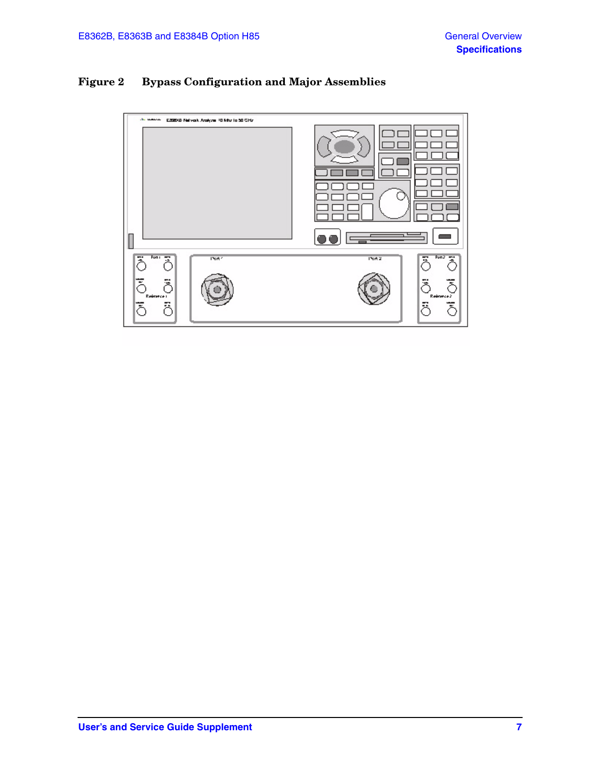**Figure 2 Bypass Configuration and Major Assemblies**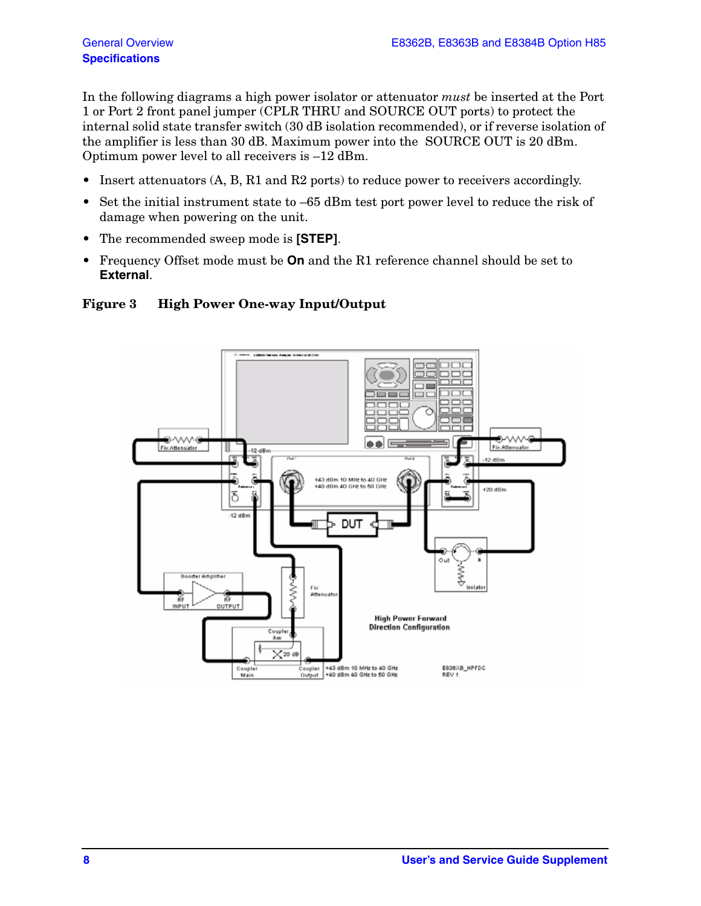In the following diagrams a high power isolator or attenuator *must* be inserted at the Port 1 or Port 2 front panel jumper (CPLR THRU and SOURCE OUT ports) to protect the internal solid state transfer switch (30 dB isolation recommended), or if reverse isolation of the amplifier is less than 30 dB. Maximum power into the SOURCE OUT is 20 dBm. Optimum power level to all receivers is –12 dBm.

- Insert attenuators (A, B, R1 and R2 ports) to reduce power to receivers accordingly.
- Set the initial instrument state to –65 dBm test port power level to reduce the risk of damage when powering on the unit.
- The recommended sweep mode is **[STEP]**.
- Frequency Offset mode must be **On** and the R1 reference channel should be set to **External**.

**Figure 3 High Power One-way Input/Output**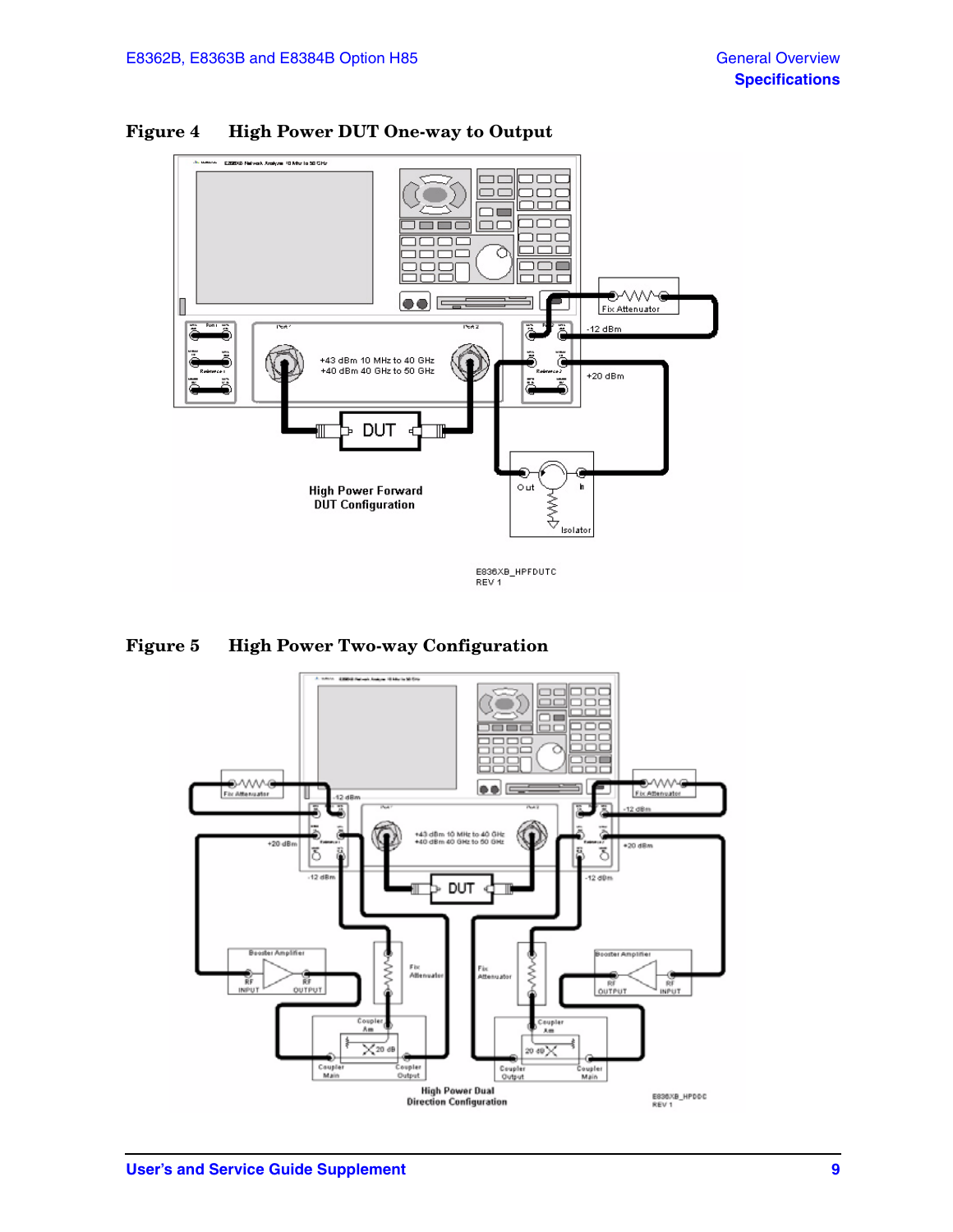**Figure 4 High Power DUT One-way to Output**

**Figure 5 High Power Two-way Configuration**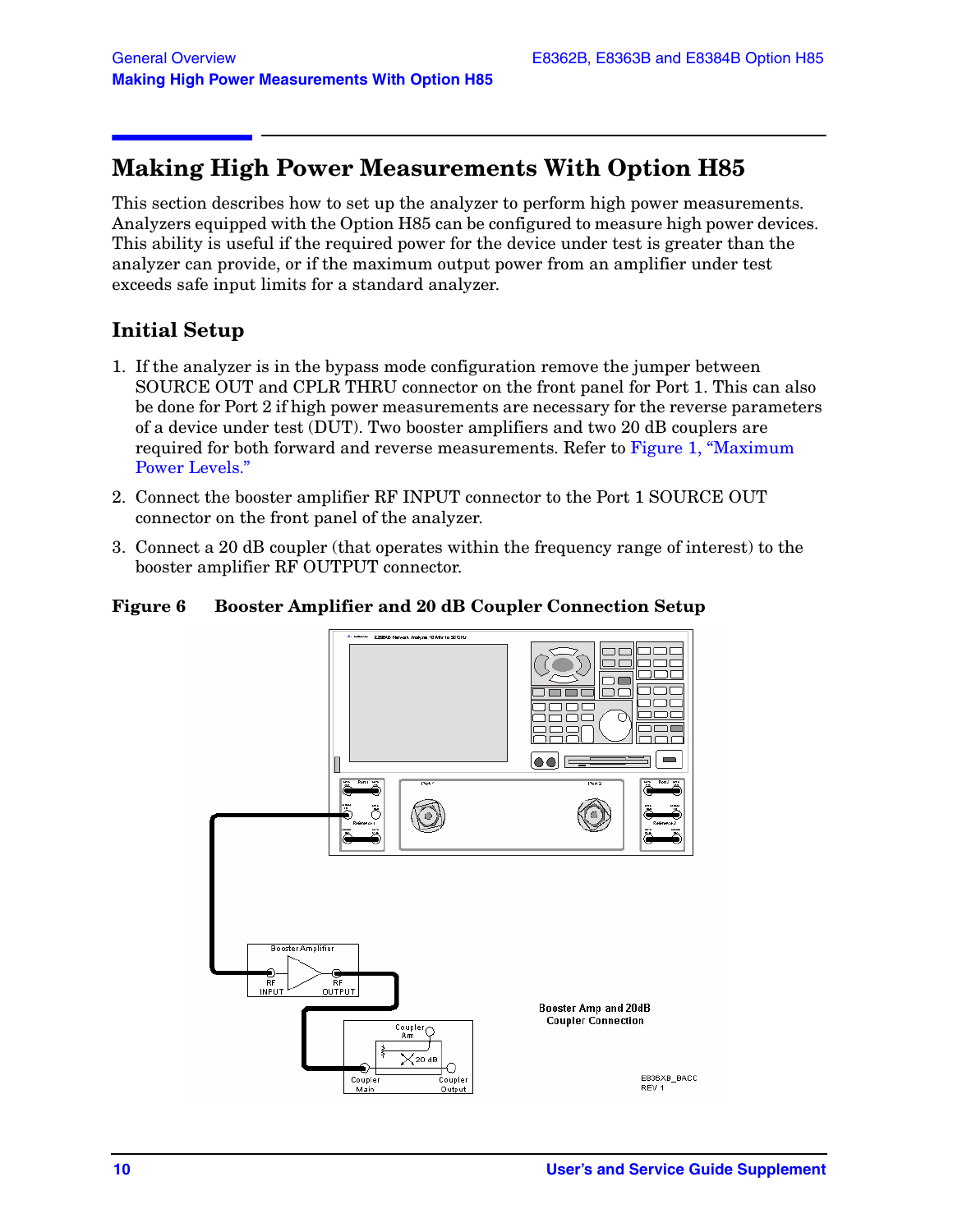## Making High Power Measurements With Option H85

This section describes how to set up the analyzer to perform high power measurements. Analyzers equipped with the Option H85 can be configured to measure high power devices. This ability is useful if the required power for the device under test is greater than the analyzer can provide, or if the maximum output power from an amplifier under test exceeds safe input limits for a standard analyzer.

### Initial Setup

1. If the analyzer is in the bypass mode configuration remove the jumper between SOURCE OUT and CPLR THRU connector on the front panel for Port 1. This can also be done for Port 2 if high power measurements are necessary for the reverse parameters of a device under test (DUT). Two booster amplifiers and two 20 dB couplers are required for both forward and reverse measurements. Refer to Figure 1, "Maximum Power Levels."
2. Connect the booster amplifier RF INPUT connector to the Port 1 SOURCE OUT connector on the front panel of the analyzer.
3. Connect a 20 dB coupler (that operates within the frequency range of interest) to the booster amplifier RF OUTPUT connector.

**Figure 6 Booster Amplifier and 20 dB Coupler Connection Setup**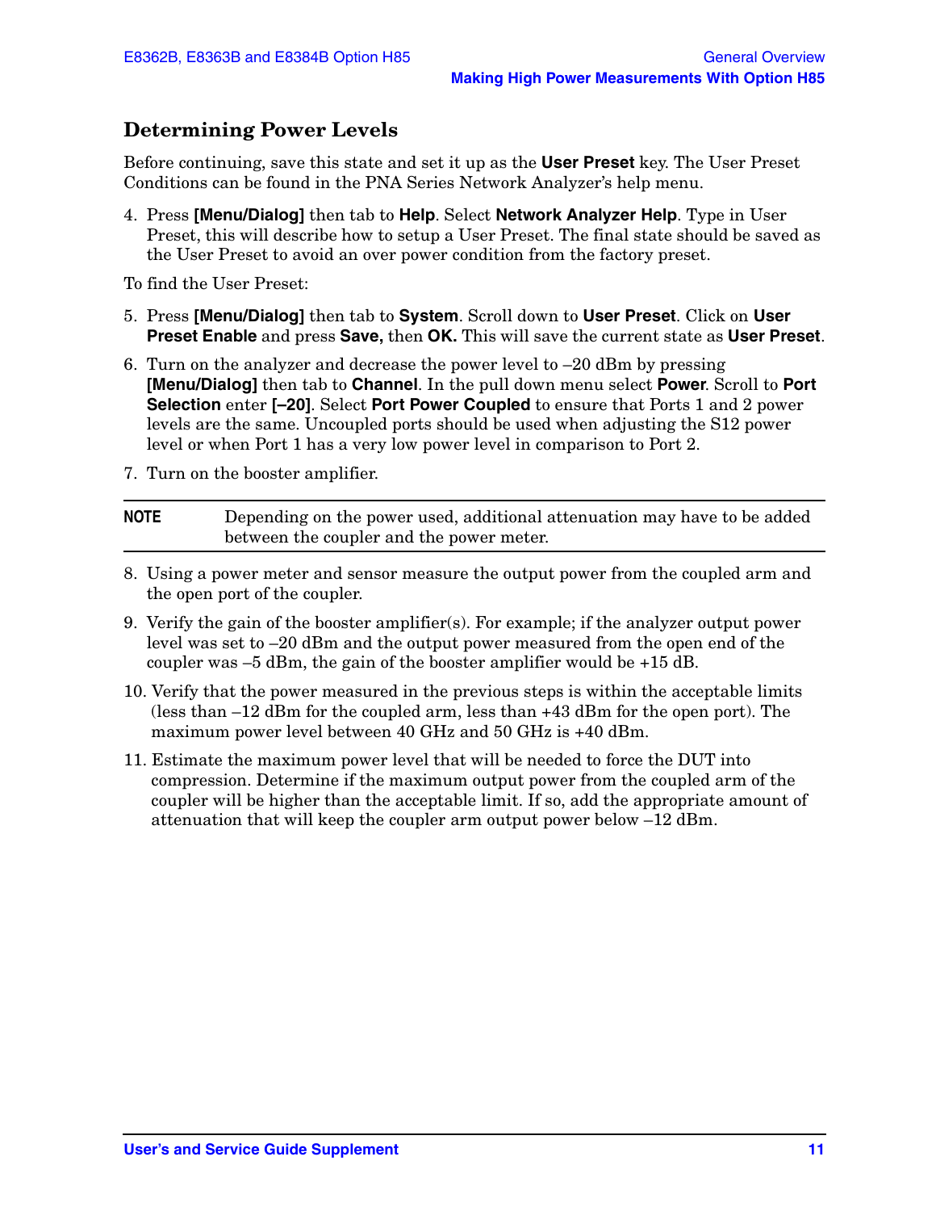## Determining Power Levels

Before continuing, save this state and set it up as the **User Preset** key. The User Preset Conditions can be found in the PNA Series Network Analyzer's help menu.

4. Press **[Menu/Dialog]** then tab to **Help**. Select **Network Analyzer Help**. Type in User Preset, this will describe how to setup a User Preset. The final state should be saved as the User Preset to avoid an over power condition from the factory preset.

To find the User Preset:

5. Press **[Menu/Dialog]** then tab to **System**. Scroll down to **User Preset**. Click on **User Preset Enable** and press **Save,** then **OK.** This will save the current state as **User Preset**.
6. Turn on the analyzer and decrease the power level to –20 dBm by pressing **[Menu/Dialog]** then tab to **Channel**. In the pull down menu select **Power**. Scroll to **Port Selection** enter **[–20]**. Select **Port Power Coupled** to ensure that Ports 1 and 2 power levels are the same. Uncoupled ports should be used when adjusting the S12 power level or when Port 1 has a very low power level in comparison to Port 2.
7. Turn on the booster amplifier.

**NOTE** Depending on the power used, additional attenuation may have to be added between the coupler and the power meter.

8. Using a power meter and sensor measure the output power from the coupled arm and the open port of the coupler.
9. Verify the gain of the booster amplifier(s). For example; if the analyzer output power level was set to –20 dBm and the output power measured from the open end of the coupler was –5 dBm, the gain of the booster amplifier would be +15 dB.
10. Verify that the power measured in the previous steps is within the acceptable limits (less than –12 dBm for the coupled arm, less than +43 dBm for the open port). The maximum power level between 40 GHz and 50 GHz is +40 dBm.
11. Estimate the maximum power level that will be needed to force the DUT into compression. Determine if the maximum output power from the coupled arm of the coupler will be higher than the acceptable limit. If so, add the appropriate amount of attenuation that will keep the coupler arm output power below –12 dBm.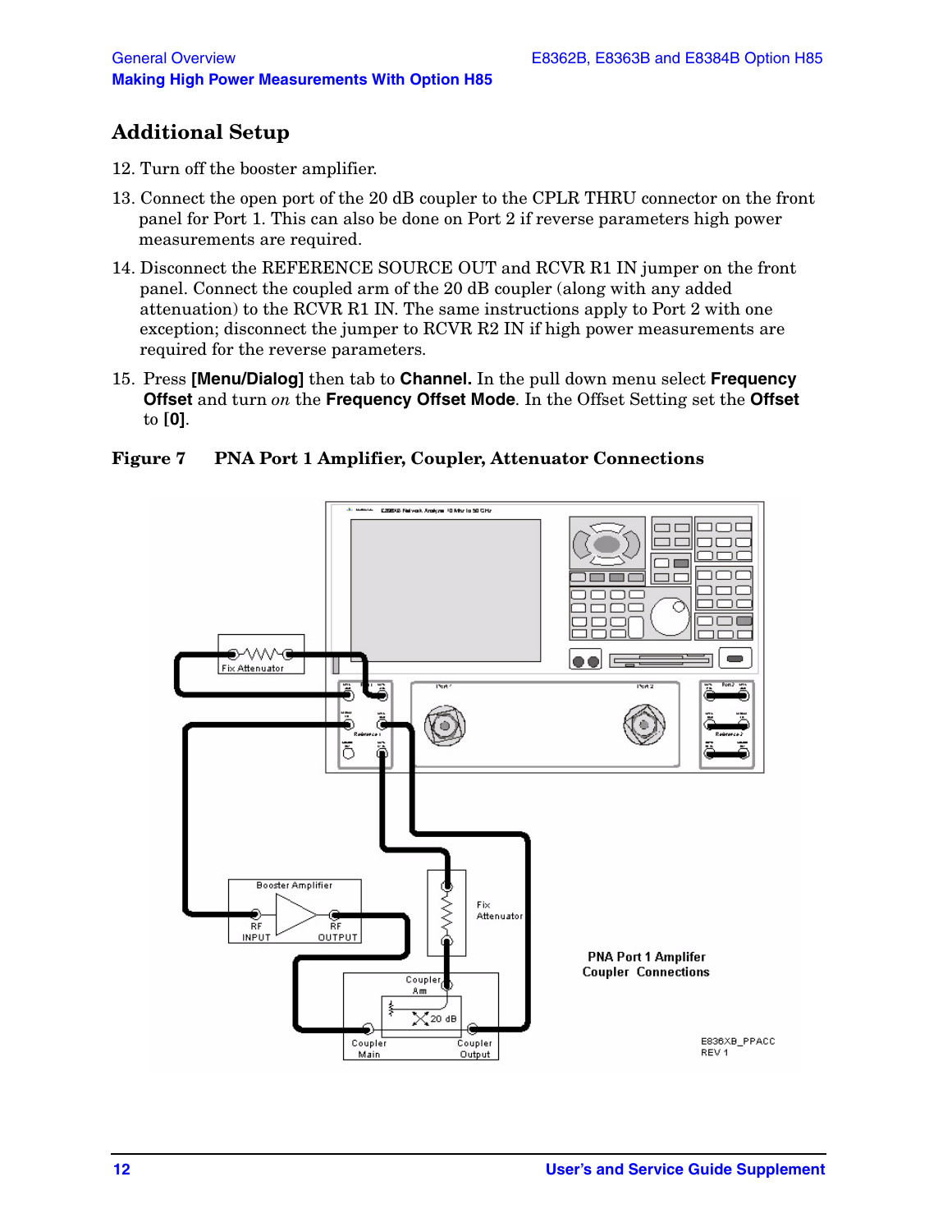## Additional Setup

12. Turn off the booster amplifier.

13. Connect the open port of the 20 dB coupler to the CPLR THRU connector on the front panel for Port 1. This can also be done on Port 2 if reverse parameters high power measurements are required.

14. Disconnect the REFERENCE SOURCE OUT and RCVR R1 IN jumper on the front panel. Connect the coupled arm of the 20 dB coupler (along with any added attenuation) to the RCVR R1 IN. The same instructions apply to Port 2 with one exception; disconnect the jumper to RCVR R2 IN if high power measurements are required for the reverse parameters.

15. Press **[Menu/Dialog]** then tab to **Channel.** In the pull down menu select **Frequency Offset** and turn *on* the **Frequency Offset Mode**. In the Offset Setting set the **Offset** to **[0]**.

**Figure 7 PNA Port 1 Amplifier, Coupler, Attenuator Connections**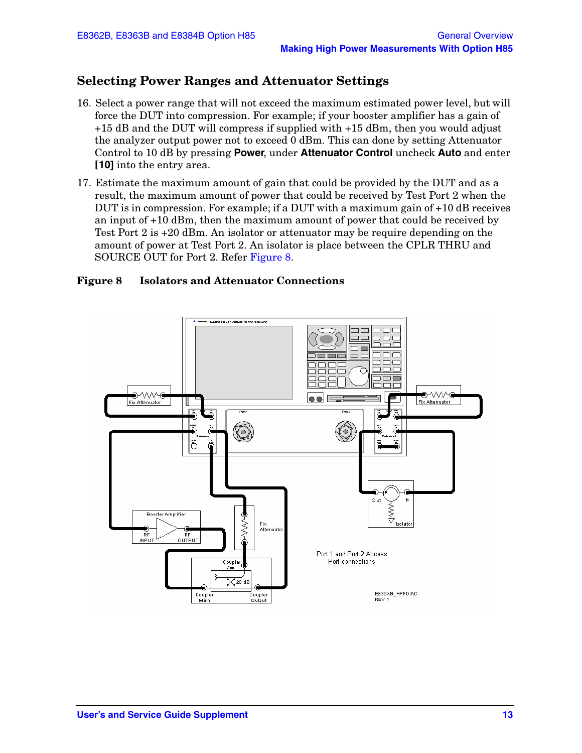## Selecting Power Ranges and Attenuator Settings

16. Select a power range that will not exceed the maximum estimated power level, but will force the DUT into compression. For example; if your booster amplifier has a gain of +15 dB and the DUT will compress if supplied with +15 dBm, then you would adjust the analyzer output power not to exceed 0 dBm. This can done by setting Attenuator Control to 10 dB by pressing **Power**, under **Attenuator Control** uncheck **Auto** and enter **[10]** into the entry area.

17. Estimate the maximum amount of gain that could be provided by the DUT and as a result, the maximum amount of power that could be received by Test Port 2 when the DUT is in compression. For example; if a DUT with a maximum gain of +10 dB receives an input of +10 dBm, then the maximum amount of power that could be received by Test Port 2 is +20 dBm. An isolator or attenuator may be require depending on the amount of power at Test Port 2. An isolator is place between the CPLR THRU and SOURCE OUT for Port 2. Refer Figure 8.

**Figure 8 Isolators and Attenuator Connections**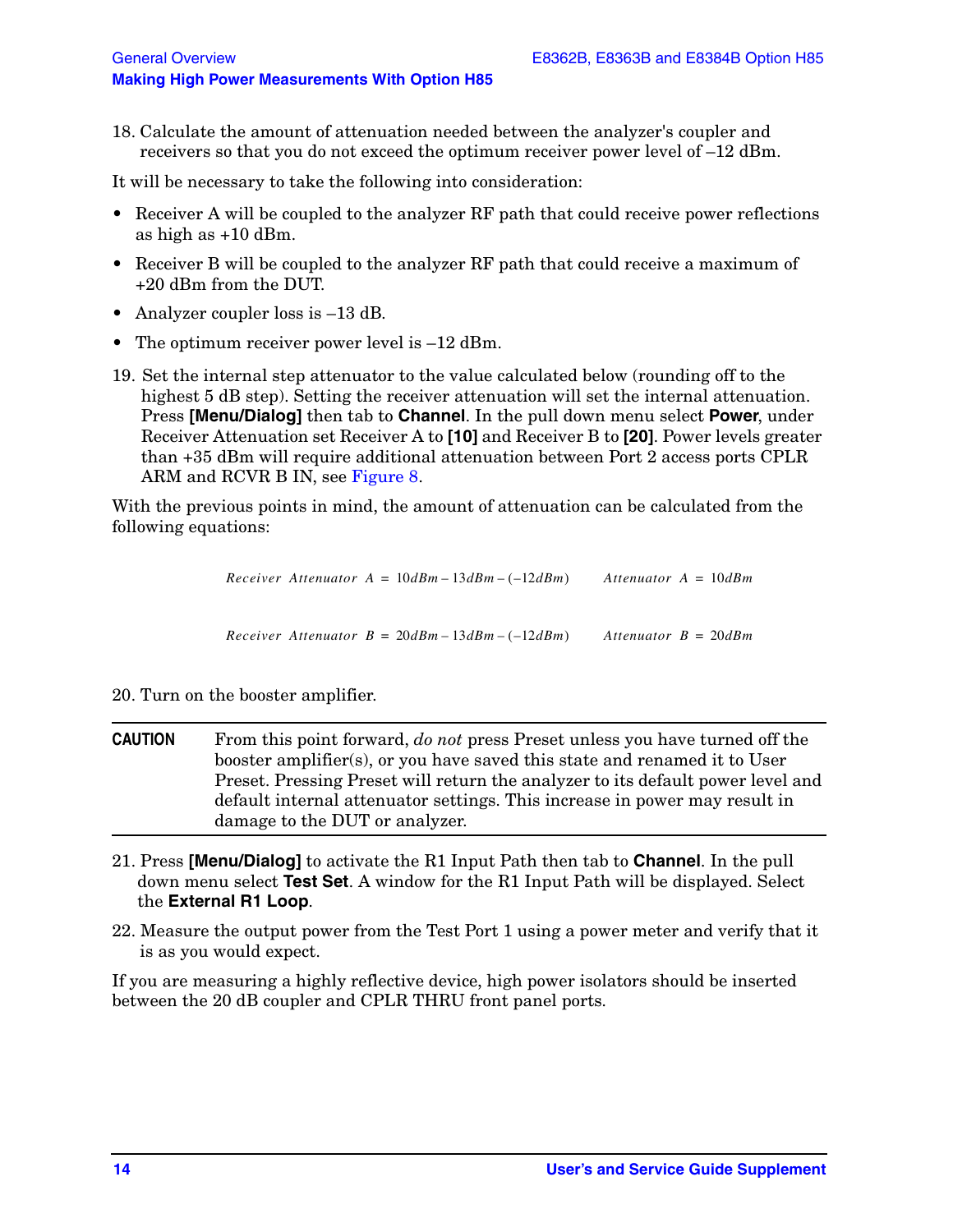18. Calculate the amount of attenuation needed between the analyzer's coupler and receivers so that you do not exceed the optimum receiver power level of –12 dBm.

It will be necessary to take the following into consideration:

- Receiver A will be coupled to the analyzer RF path that could receive power reflections as high as +10 dBm.
- Receiver B will be coupled to the analyzer RF path that could receive a maximum of +20 dBm from the DUT.
- Analyzer coupler loss is –13 dB.
- The optimum receiver power level is –12 dBm.

19. Set the internal step attenuator to the value calculated below (rounding off to the highest 5 dB step). Setting the receiver attenuation will set the internal attenuation. Press **[Menu/Dialog]** then tab to **Channel**. In the pull down menu select **Power**, under Receiver Attenuation set Receiver A to **[10]** and Receiver B to **[20]**. Power levels greater than +35 dBm will require additional attenuation between Port 2 access ports CPLR ARM and RCVR B IN, see Figure 8.

With the previous points in mind, the amount of attenuation can be calculated from the following equations:

$$Receiver\ Attenuator\ A = 10dBm - 13dBm - (-12dBm) \qquad Attenuator\ A = 10dBm$$

$$Receiver\ Attenuator\ B = 20dBm - 13dBm - (-12dBm) \qquad Attenuator\ B = 20dBm$$

20. Turn on the booster amplifier.

**CAUTION** From this point forward, *do not* press Preset unless you have turned off the booster amplifier(s), or you have saved this state and renamed it to User Preset. Pressing Preset will return the analyzer to its default power level and default internal attenuator settings. This increase in power may result in damage to the DUT or analyzer.

21. Press **[Menu/Dialog]** to activate the R1 Input Path then tab to **Channel**. In the pull down menu select **Test Set**. A window for the R1 Input Path will be displayed. Select the **External R1 Loop**.

22. Measure the output power from the Test Port 1 using a power meter and verify that it is as you would expect.

If you are measuring a highly reflective device, high power isolators should be inserted between the 20 dB coupler and CPLR THRU front panel ports.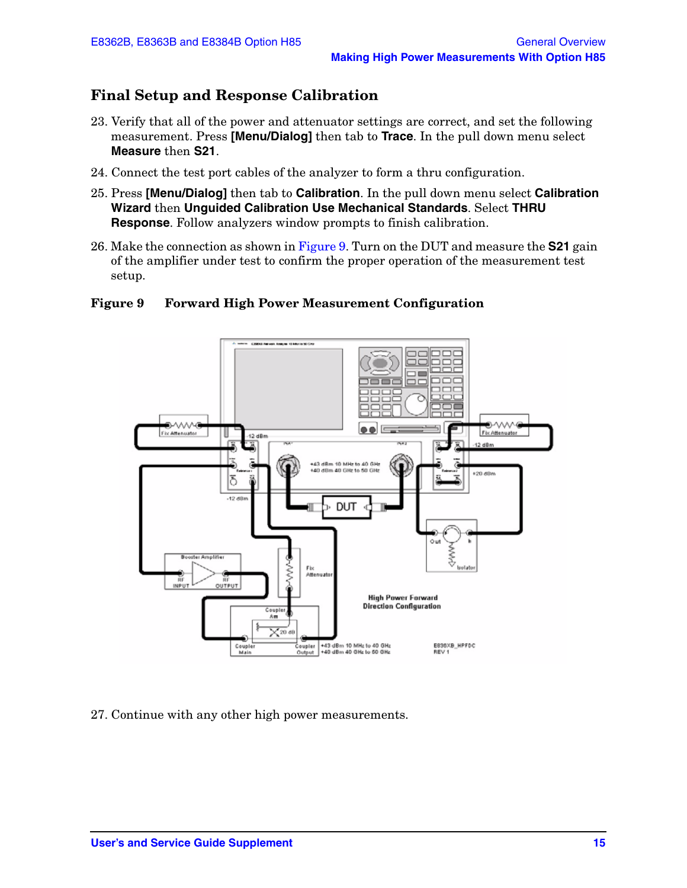## Final Setup and Response Calibration

23. Verify that all of the power and attenuator settings are correct, and set the following measurement. Press **[Menu/Dialog]** then tab to **Trace**. In the pull down menu select **Measure** then **S21**.

24. Connect the test port cables of the analyzer to form a thru configuration.

25. Press **[Menu/Dialog]** then tab to **Calibration**. In the pull down menu select **Calibration Wizard** then **Unguided Calibration Use Mechanical Standards**. Select **THRU Response**. Follow analyzers window prompts to finish calibration.

26. Make the connection as shown in Figure 9. Turn on the DUT and measure the **S21** gain of the amplifier under test to confirm the proper operation of the measurement test setup.

**Figure 9 Forward High Power Measurement Configuration**

27. Continue with any other high power measurements.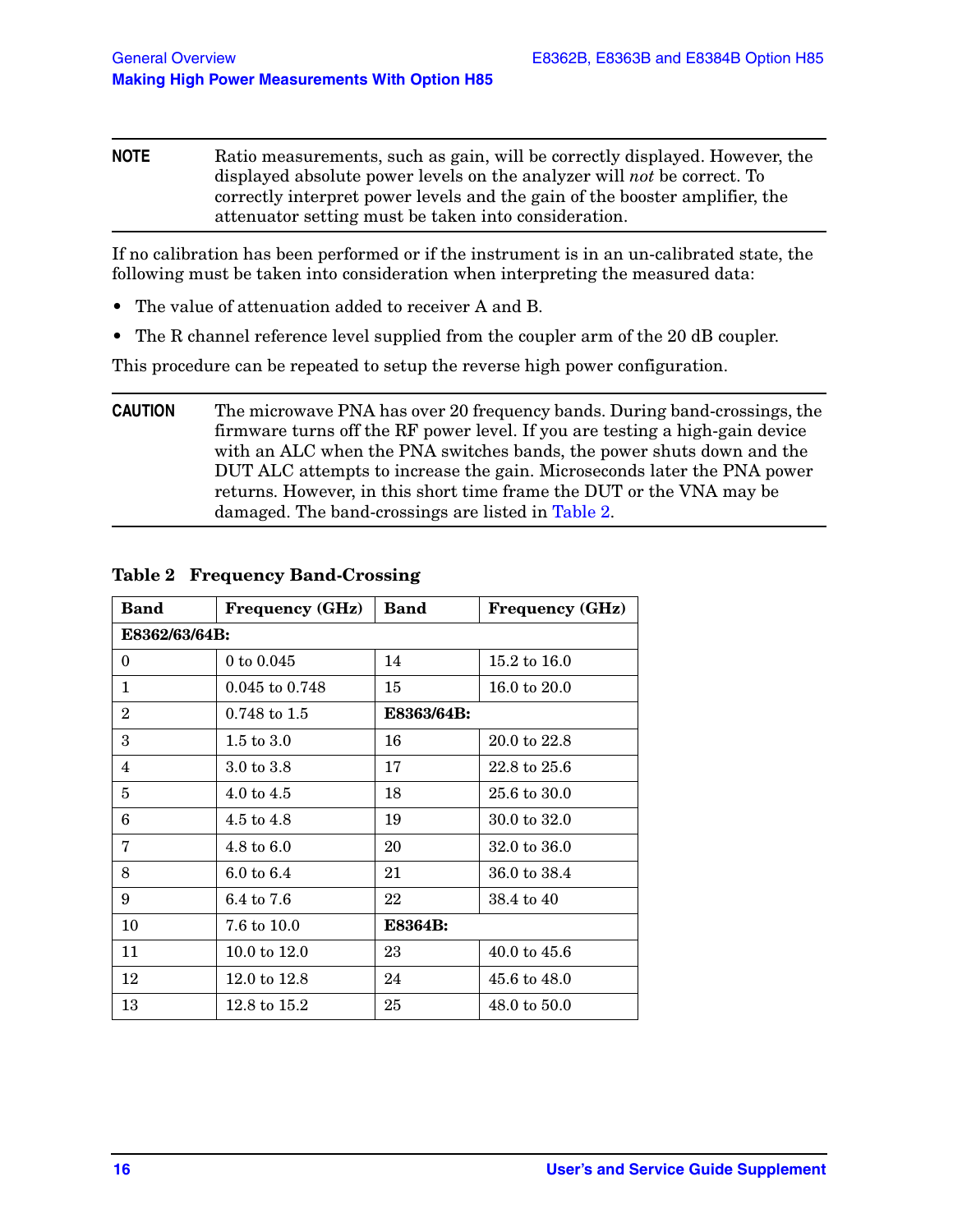**NOTE** Ratio measurements, such as gain, will be correctly displayed. However, the displayed absolute power levels on the analyzer will *not* be correct. To correctly interpret power levels and the gain of the booster amplifier, the attenuator setting must be taken into consideration.

If no calibration has been performed or if the instrument is in an un-calibrated state, the following must be taken into consideration when interpreting the measured data:

- The value of attenuation added to receiver A and B.
- The R channel reference level supplied from the coupler arm of the 20 dB coupler.

This procedure can be repeated to setup the reverse high power configuration.

**CAUTION** The microwave PNA has over 20 frequency bands. During band-crossings, the firmware turns off the RF power level. If you are testing a high-gain device with an ALC when the PNA switches bands, the power shuts down and the DUT ALC attempts to increase the gain. Microseconds later the PNA power returns. However, in this short time frame the DUT or the VNA may be damaged. The band-crossings are listed in Table 2.

**Table 2 Frequency Band-Crossing**

| Band | Frequency (GHz) | Band | Frequency (GHz) |
|---|---|---|---|
| **E8362/63/64B:** | | | |
| 0 | 0 to 0.045 | 14 | 15.2 to 16.0 |
| 1 | 0.045 to 0.748 | 15 | 16.0 to 20.0 |
| 2 | 0.748 to 1.5 | **E8363/64B:** | |
| 3 | 1.5 to 3.0 | 16 | 20.0 to 22.8 |
| 4 | 3.0 to 3.8 | 17 | 22.8 to 25.6 |
| 5 | 4.0 to 4.5 | 18 | 25.6 to 30.0 |
| 6 | 4.5 to 4.8 | 19 | 30.0 to 32.0 |
| 7 | 4.8 to 6.0 | 20 | 32.0 to 36.0 |
| 8 | 6.0 to 6.4 | 21 | 36.0 to 38.4 |
| 9 | 6.4 to 7.6 | 22 | 38.4 to 40 |
| 10 | 7.6 to 10.0 | **E8364B:** | |
| 11 | 10.0 to 12.0 | 23 | 40.0 to 45.6 |
| 12 | 12.0 to 12.8 | 24 | 45.6 to 48.0 |
| 13 | 12.8 to 15.2 | 25 | 48.0 to 50.0 |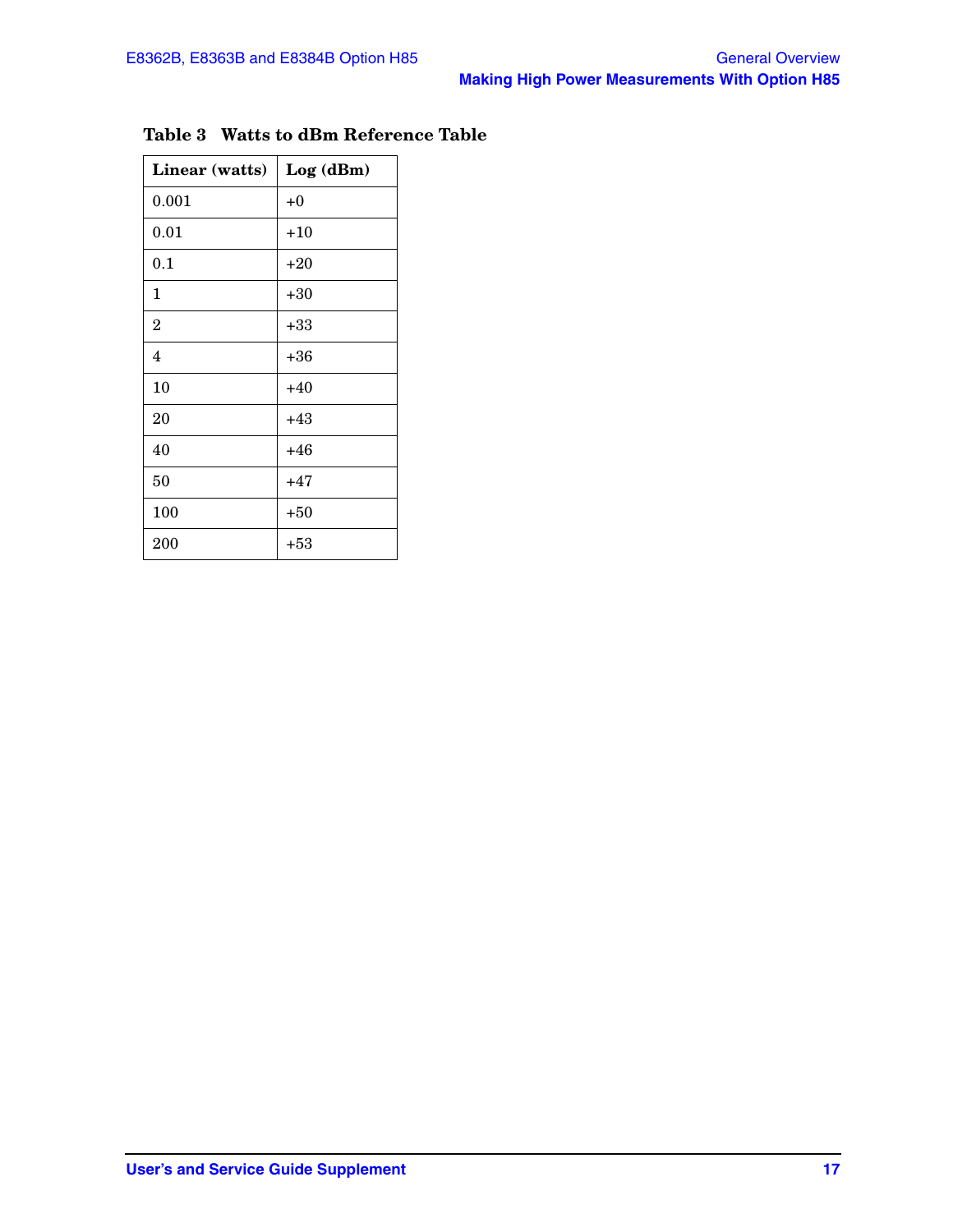**Table 3 Watts to dBm Reference Table**

| Linear (watts) | Log (dBm) |
| --- | --- |
| 0.001 | +0 |
| 0.01 | +10 |
| 0.1 | +20 |
| 1 | +30 |
| 2 | +33 |
| 4 | +36 |
| 10 | +40 |
| 20 | +43 |
| 40 | +46 |
| 50 | +47 |
| 100 | +50 |
| 200 | +53 |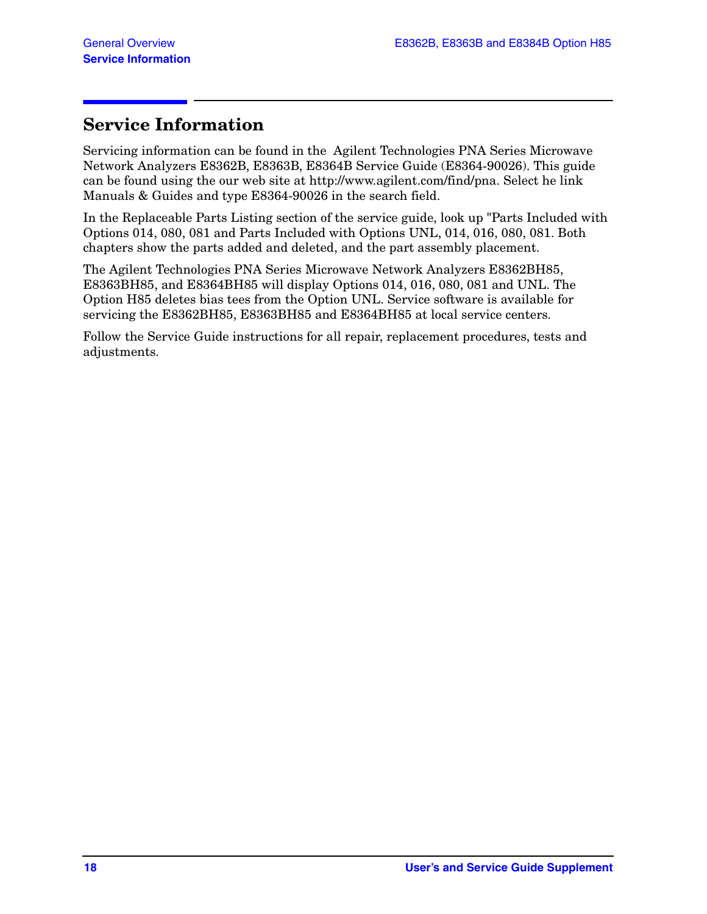# Service Information

Servicing information can be found in the  Agilent Technologies PNA Series Microwave Network Analyzers E8362B, E8363B, E8364B Service Guide (E8364-90026). This guide can be found using the our web site at http://www.agilent.com/find/pna. Select he link Manuals & Guides and type E8364-90026 in the search field.

In the Replaceable Parts Listing section of the service guide, look up "Parts Included with Options 014, 080, 081 and Parts Included with Options UNL, 014, 016, 080, 081. Both chapters show the parts added and deleted, and the part assembly placement.

The Agilent Technologies PNA Series Microwave Network Analyzers E8362BH85, E8363BH85, and E8364BH85 will display Options 014, 016, 080, 081 and UNL. The Option H85 deletes bias tees from the Option UNL. Service software is available for servicing the E8362BH85, E8363BH85 and E8364BH85 at local service centers.

Follow the Service Guide instructions for all repair, replacement procedures, tests and adjustments.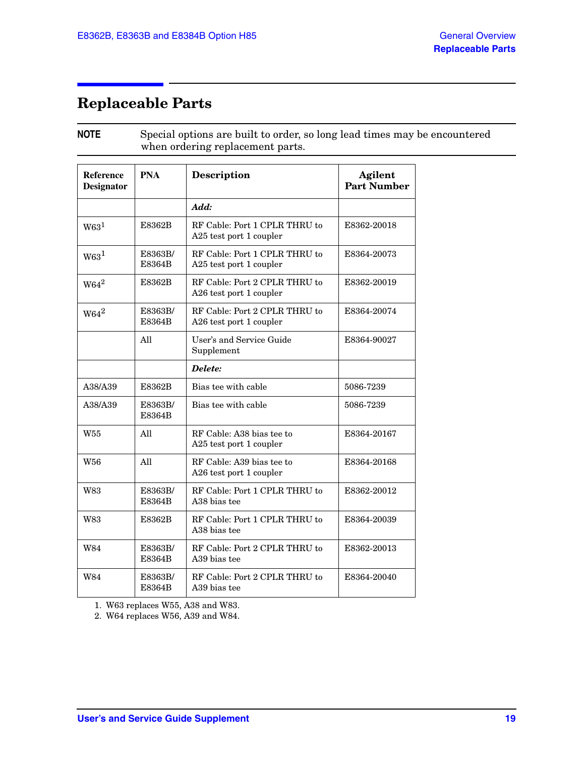# Replaceable Parts

**NOTE** Special options are built to order, so long lead times may be encountered when ordering replacement parts.

| Reference Designator | PNA | Description | Agilent Part Number |
|---|---|---|---|
| | | ***Add:*** | |
| W63[1] | E8362B | RF Cable: Port 1 CPLR THRU to A25 test port 1 coupler | E8362-20018 |
| W63[1] | E8363B/ E8364B | RF Cable: Port 1 CPLR THRU to A25 test port 1 coupler | E8364-20073 |
| W64[2] | E8362B | RF Cable: Port 2 CPLR THRU to A26 test port 1 coupler | E8362-20019 |
| W64[2] | E8363B/ E8364B | RF Cable: Port 2 CPLR THRU to A26 test port 1 coupler | E8364-20074 |
| | All | User's and Service Guide Supplement | E8364-90027 |
| | | ***Delete:*** | |
| A38/A39 | E8362B | Bias tee with cable | 5086-7239 |
| A38/A39 | E8363B/ E8364B | Bias tee with cable | 5086-7239 |
| W55 | All | RF Cable: A38 bias tee to A25 test port 1 coupler | E8364-20167 |
| W56 | All | RF Cable: A39 bias tee to A26 test port 1 coupler | E8364-20168 |
| W83 | E8363B/ E8364B | RF Cable: Port 1 CPLR THRU to A38 bias tee | E8362-20012 |
| W83 | E8362B | RF Cable: Port 1 CPLR THRU to A38 bias tee | E8364-20039 |
| W84 | E8363B/ E8364B | RF Cable: Port 2 CPLR THRU to A39 bias tee | E8362-20013 |
| W84 | E8363B/ E8364B | RF Cable: Port 2 CPLR THRU to A39 bias tee | E8364-20040 |

1. W63 replaces W55, A38 and W83.
2. W64 replaces W56, A39 and W84.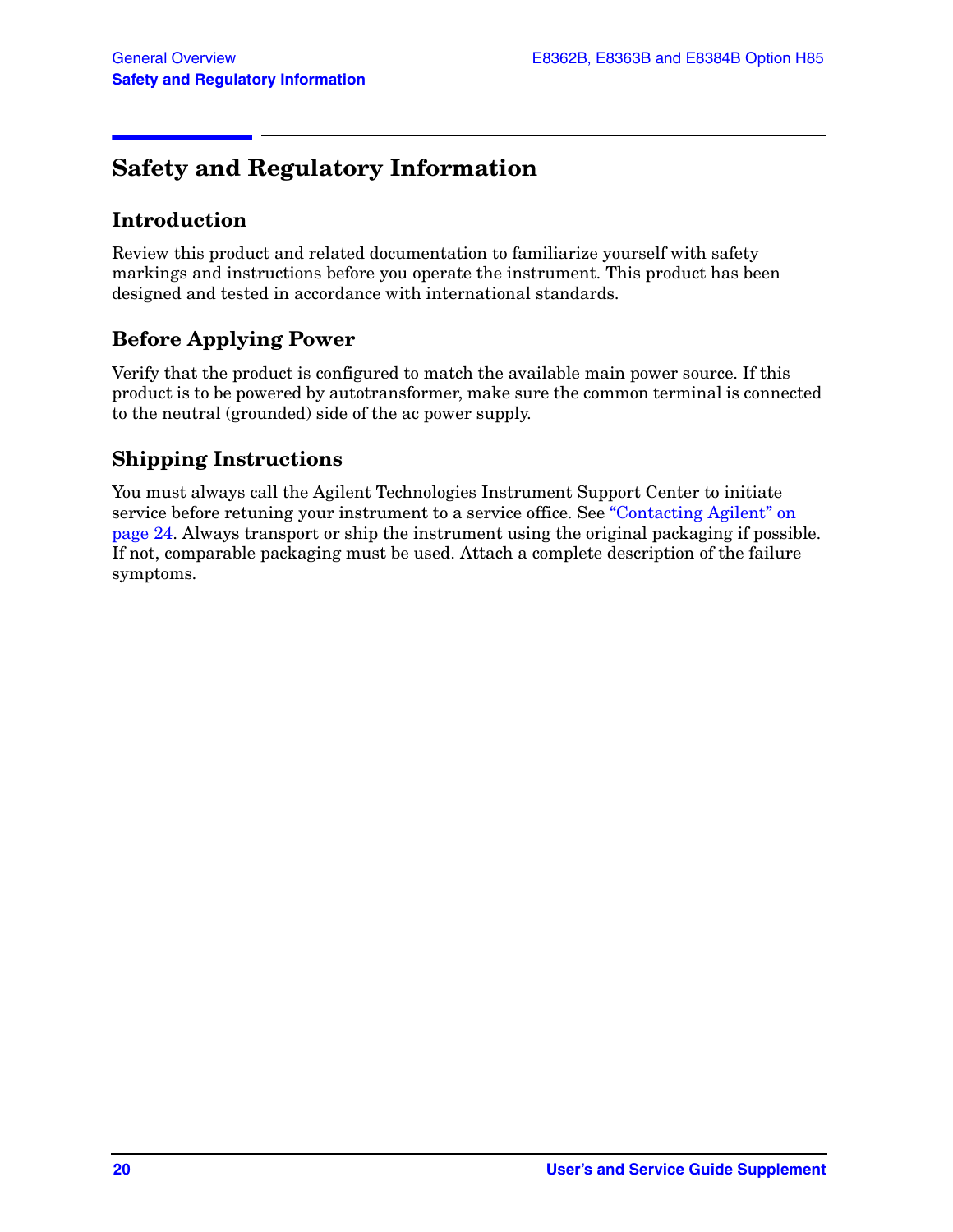# Safety and Regulatory Information

## Introduction

Review this product and related documentation to familiarize yourself with safety markings and instructions before you operate the instrument. This product has been designed and tested in accordance with international standards.

## Before Applying Power

Verify that the product is configured to match the available main power source. If this product is to be powered by autotransformer, make sure the common terminal is connected to the neutral (grounded) side of the ac power supply.

## Shipping Instructions

You must always call the Agilent Technologies Instrument Support Center to initiate service before retuning your instrument to a service office. See "Contacting Agilent" on page 24. Always transport or ship the instrument using the original packaging if possible. If not, comparable packaging must be used. Attach a complete description of the failure symptoms.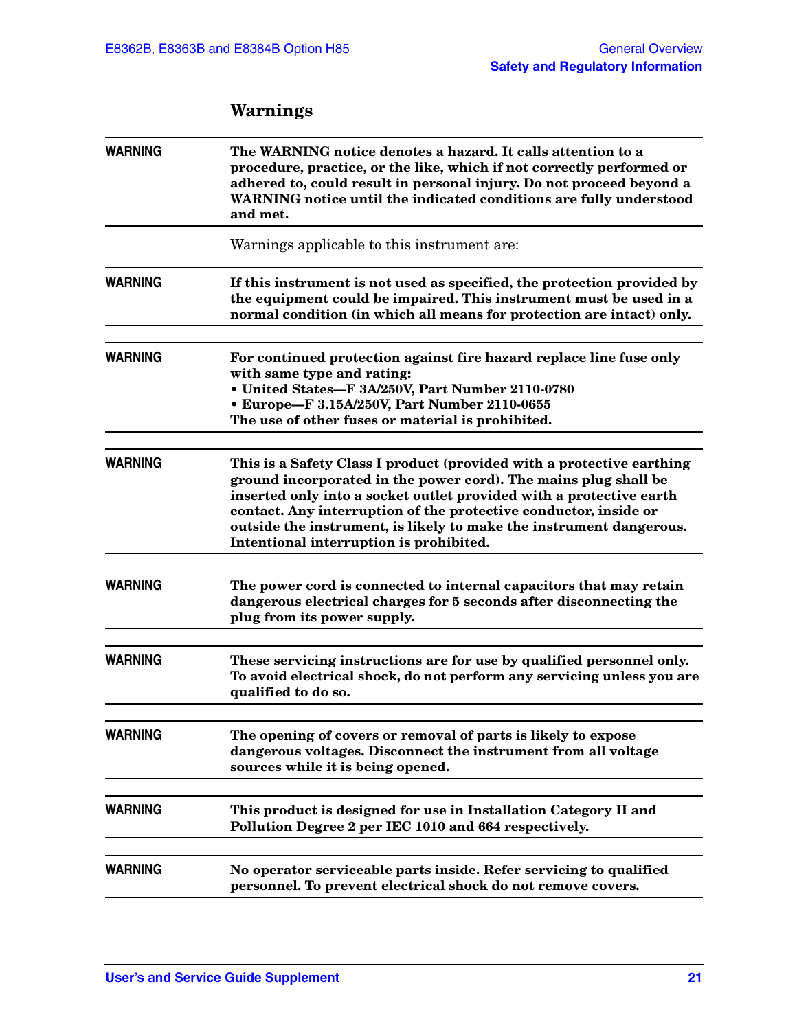## Warnings

| | |
|---|---|
| WARNING | **The WARNING notice denotes a hazard. It calls attention to a procedure, practice, or the like, which if not correctly performed or adhered to, could result in personal injury. Do not proceed beyond a WARNING notice until the indicated conditions are fully understood and met.** |

Warnings applicable to this instrument are:

| | |
|---|---|
| WARNING | **If this instrument is not used as specified, the protection provided by the equipment could be impaired. This instrument must be used in a normal condition (in which all means for protection are intact) only.** |

| | |
|---|---|
| WARNING | **For continued protection against fire hazard replace line fuse only with same type and rating:**<br>**• United States—F 3A/250V, Part Number 2110-0780**<br>**• Europe—F 3.15A/250V, Part Number 2110-0655**<br>**The use of other fuses or material is prohibited.** |

| | |
|---|---|
| WARNING | **This is a Safety Class I product (provided with a protective earthing ground incorporated in the power cord). The mains plug shall be inserted only into a socket outlet provided with a protective earth contact. Any interruption of the protective conductor, inside or outside the instrument, is likely to make the instrument dangerous. Intentional interruption is prohibited.** |

| | |
|---|---|
| WARNING | **The power cord is connected to internal capacitors that may retain dangerous electrical charges for 5 seconds after disconnecting the plug from its power supply.** |

| | |
|---|---|
| WARNING | **These servicing instructions are for use by qualified personnel only. To avoid electrical shock, do not perform any servicing unless you are qualified to do so.** |

| | |
|---|---|
| WARNING | **The opening of covers or removal of parts is likely to expose dangerous voltages. Disconnect the instrument from all voltage sources while it is being opened.** |

| | |
|---|---|
| WARNING | **This product is designed for use in Installation Category II and Pollution Degree 2 per IEC 1010 and 664 respectively.** |

| | |
|---|---|
| WARNING | **No operator serviceable parts inside. Refer servicing to qualified personnel. To prevent electrical shock do not remove covers.** |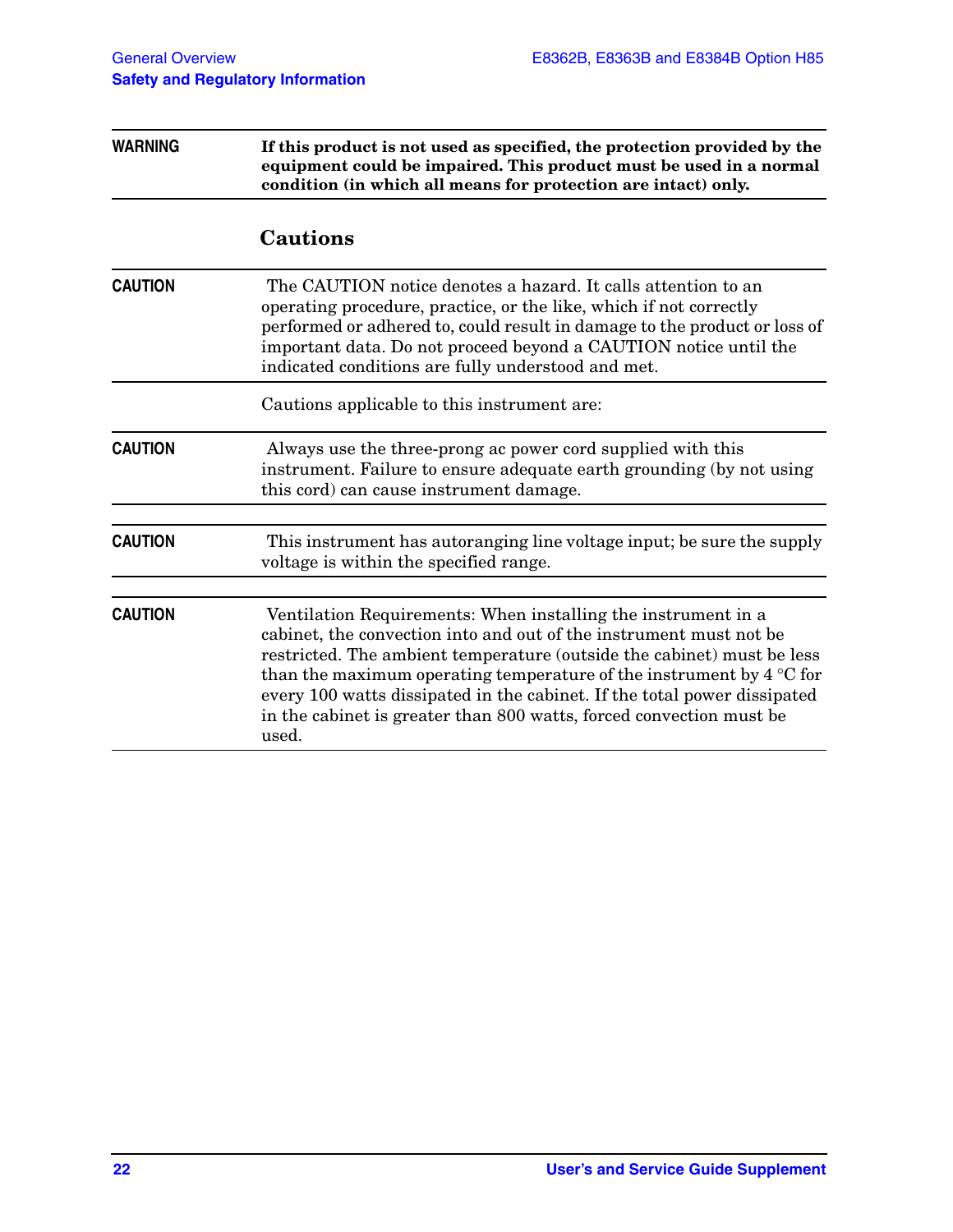| | |
|---|---|
| **WARNING** | **If this product is not used as specified, the protection provided by the equipment could be impaired. This product must be used in a normal condition (in which all means for protection are intact) only.** |

## Cautions

| | |
|---|---|
| **CAUTION** | The CAUTION notice denotes a hazard. It calls attention to an operating procedure, practice, or the like, which if not correctly performed or adhered to, could result in damage to the product or loss of important data. Do not proceed beyond a CAUTION notice until the indicated conditions are fully understood and met. |

Cautions applicable to this instrument are:

| | |
|---|---|
| **CAUTION** | Always use the three-prong ac power cord supplied with this instrument. Failure to ensure adequate earth grounding (by not using this cord) can cause instrument damage. |

| | |
|---|---|
| **CAUTION** | This instrument has autoranging line voltage input; be sure the supply voltage is within the specified range. |

| | |
|---|---|
| **CAUTION** | Ventilation Requirements: When installing the instrument in a cabinet, the convection into and out of the instrument must not be restricted. The ambient temperature (outside the cabinet) must be less than the maximum operating temperature of the instrument by 4 °C for every 100 watts dissipated in the cabinet. If the total power dissipated in the cabinet is greater than 800 watts, forced convection must be used. |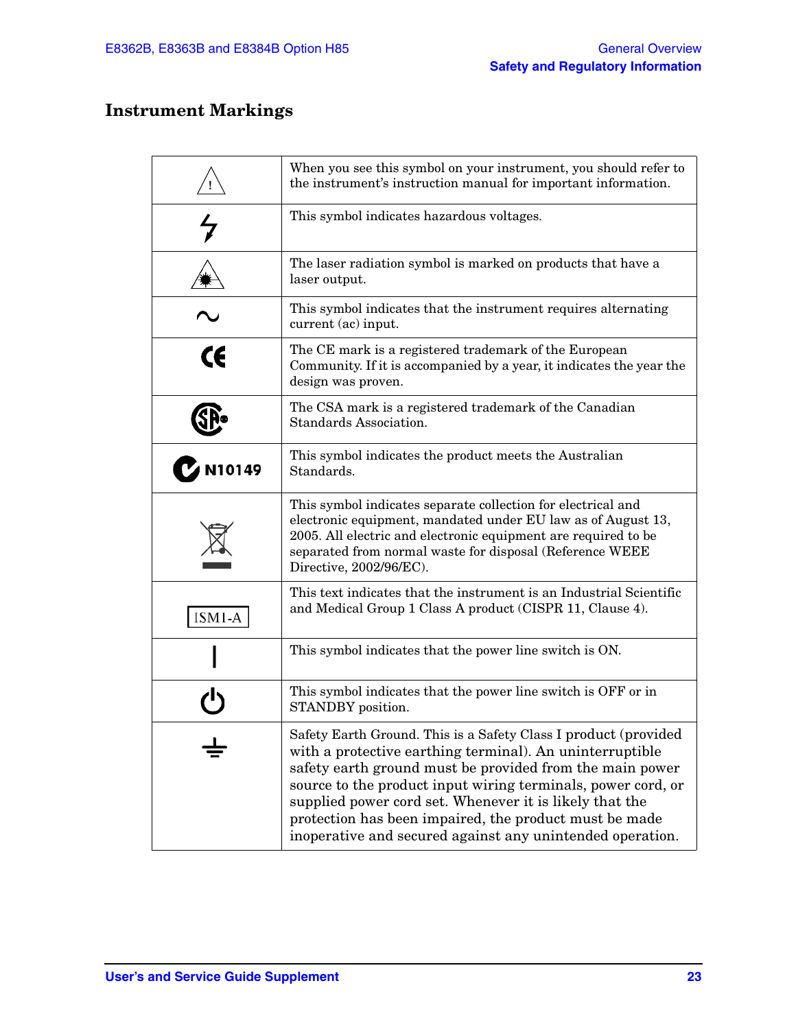## Instrument Markings

| Symbol | Description |
|---|---|
| ⚠ | When you see this symbol on your instrument, you should refer to the instrument's instruction manual for important information. |
| ϟ | This symbol indicates hazardous voltages. |
| | The laser radiation symbol is marked on products that have a laser output. |
| ∼ | This symbol indicates that the instrument requires alternating current (ac) input. |
| CE | The CE mark is a registered trademark of the European Community. If it is accompanied by a year, it indicates the year the design was proven. |
| SP | The CSA mark is a registered trademark of the Canadian Standards Association. |
| N10149 | This symbol indicates the product meets the Australian Standards. |
| | This symbol indicates separate collection for electrical and electronic equipment, mandated under EU law as of August 13, 2005. All electric and electronic equipment are required to be separated from normal waste for disposal (Reference WEEE Directive, 2002/96/EC). |
| ISM1-A | This text indicates that the instrument is an Industrial Scientific and Medical Group 1 Class A product (CISPR 11, Clause 4). |
| \| | This symbol indicates that the power line switch is ON. |
| ⏻ | This symbol indicates that the power line switch is OFF or in STANDBY position. |
| ⏚ | Safety Earth Ground. This is a Safety Class I product (provided with a protective earthing terminal). An uninterruptible safety earth ground must be provided from the main power source to the product input wiring terminals, power cord, or supplied power cord set. Whenever it is likely that the protection has been impaired, the product must be made inoperative and secured against any unintended operation. |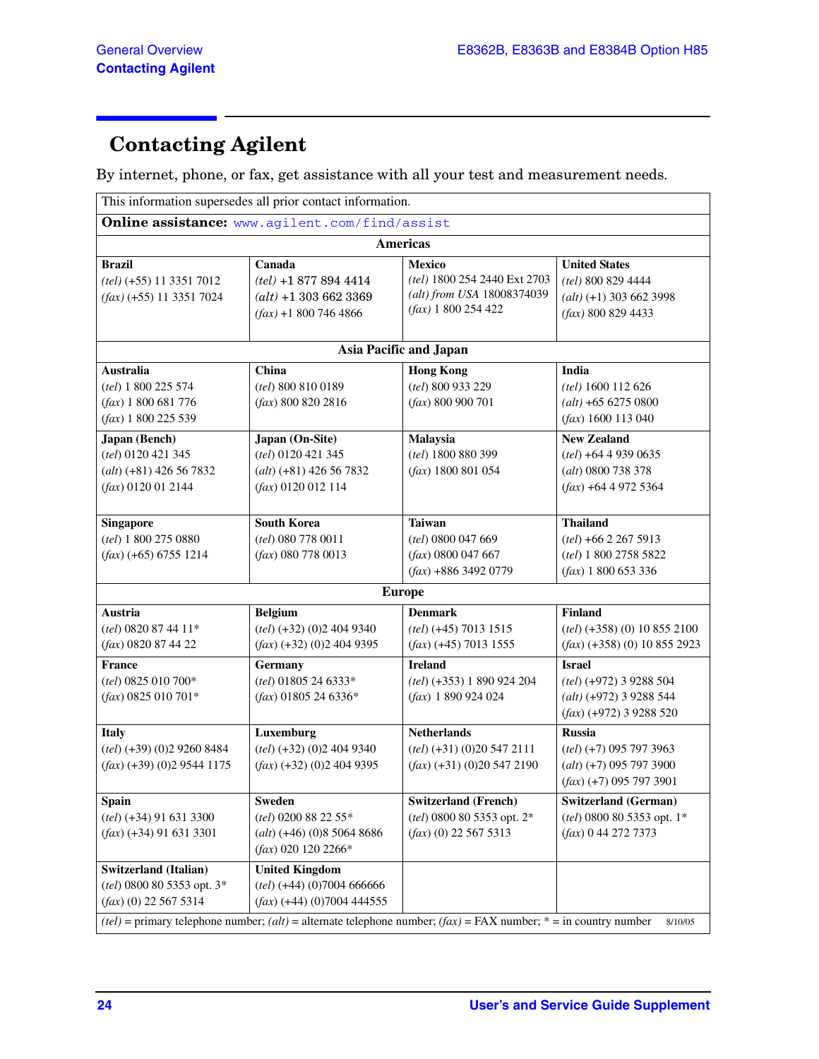# Contacting Agilent

By internet, phone, or fax, get assistance with all your test and measurement needs.

This information supersedes all prior contact information.

**Online assistance:** www.agilent.com/find/assist

**Americas**

| | | | |
|---|---|---|---|
| **Brazil**<br>*(tel)* (+55) 11 3351 7012<br>*(fax)* (+55) 11 3351 7024 | **Canada**<br>*(tel)* +1 877 894 4414<br>*(alt)* +1 303 662 3369<br>*(fax)* +1 800 746 4866 | **Mexico**<br>*(tel)* 1800 254 2440 Ext 2703<br>*(alt) from USA* 18008374039<br>*(fax)* 1 800 254 422 | **United States**<br>*(tel)* 800 829 4444<br>*(alt)* (+1) 303 662 3998<br>*(fax)* 800 829 4433 |

**Asia Pacific and Japan**

| | | | |
|---|---|---|---|
| **Australia**<br>*(tel)* 1 800 225 574<br>*(fax)* 1 800 681 776<br>*(fax)* 1 800 225 539 | **China**<br>*(tel)* 800 810 0189<br>*(fax)* 800 820 2816 | **Hong Kong**<br>*(tel)* 800 933 229<br>*(fax)* 800 900 701 | **India**<br>*(tel)* 1600 112 626<br>*(alt)* +65 6275 0800<br>*(fax)* 1600 113 040 |
| **Japan (Bench)**<br>*(tel)* 0120 421 345<br>*(alt)* (+81) 426 56 7832<br>*(fax)* 0120 01 2144 | **Japan (On-Site)**<br>*(tel)* 0120 421 345<br>*(alt)* (+81) 426 56 7832<br>*(fax)* 0120 012 114 | **Malaysia**<br>*(tel)* 1800 880 399<br>*(fax)* 1800 801 054 | **New Zealand**<br>*(tel)* +64 4 939 0635<br>*(alt)* 0800 738 378<br>*(fax)* +64 4 972 5364 |
| **Singapore**<br>*(tel)* 1 800 275 0880<br>*(fax)* (+65) 6755 1214 | **South Korea**<br>*(tel)* 080 778 0011<br>*(fax)* 080 778 0013 | **Taiwan**<br>*(tel)* 0800 047 669<br>*(fax)* 0800 047 667<br>*(fax)* +886 3492 0779 | **Thailand**<br>*(tel)* +66 2 267 5913<br>*(tel)* 1 800 2758 5822<br>*(fax)* 1 800 653 336 |

**Europe**

| | | | |
|---|---|---|---|
| **Austria**<br>*(tel)* 0820 87 44 11*<br>*(fax)* 0820 87 44 22 | **Belgium**<br>*(tel)* (+32) (0)2 404 9340<br>*(fax)* (+32) (0)2 404 9395 | **Denmark**<br>*(tel)* (+45) 7013 1515<br>*(fax)* (+45) 7013 1555 | **Finland**<br>*(tel)* (+358) (0) 10 855 2100<br>*(fax)* (+358) (0) 10 855 2923 |
| **France**<br>*(tel)* 0825 010 700*<br>*(fax)* 0825 010 701* | **Germany**<br>*(tel)* 01805 24 6333*<br>*(fax)* 01805 24 6336* | **Ireland**<br>*(tel)* (+353) 1 890 924 204<br>*(fax)* 1 890 924 024 | **Israel**<br>*(tel)* (+972) 3 9288 504<br>*(alt)* (+972) 3 9288 544<br>*(fax)* (+972) 3 9288 520 |
| **Italy**<br>*(tel)* (+39) (0)2 9260 8484<br>*(fax)* (+39) (0)2 9544 1175 | **Luxemburg**<br>*(tel)* (+32) (0)2 404 9340<br>*(fax)* (+32) (0)2 404 9395 | **Netherlands**<br>*(tel)* (+31) (0)20 547 2111<br>*(fax)* (+31) (0)20 547 2190 | **Russia**<br>*(tel)* (+7) 095 797 3963<br>*(alt)* (+7) 095 797 3900<br>*(fax)* (+7) 095 797 3901 |
| **Spain**<br>*(tel)* (+34) 91 631 3300<br>*(fax)* (+34) 91 631 3301 | **Sweden**<br>*(tel)* 0200 88 22 55*<br>*(alt)* (+46) (0)8 5064 8686<br>*(fax)* 020 120 2266* | **Switzerland (French)**<br>*(tel)* 0800 80 5353 opt. 2*<br>*(fax)* (0) 22 567 5313 | **Switzerland (German)**<br>*(tel)* 0800 80 5353 opt. 1*<br>*(fax)* 0 44 272 7373 |
| **Switzerland (Italian)**<br>*(tel)* 0800 80 5353 opt. 3*<br>*(fax)* (0) 22 567 5314 | **United Kingdom**<br>*(tel)* (+44) (0)7004 666666<br>*(fax)* (+44) (0)7004 444555 | | |

*(tel)* = primary telephone number; *(alt)* = alternate telephone number; *(fax)* = FAX number; * = in country number    8/10/05